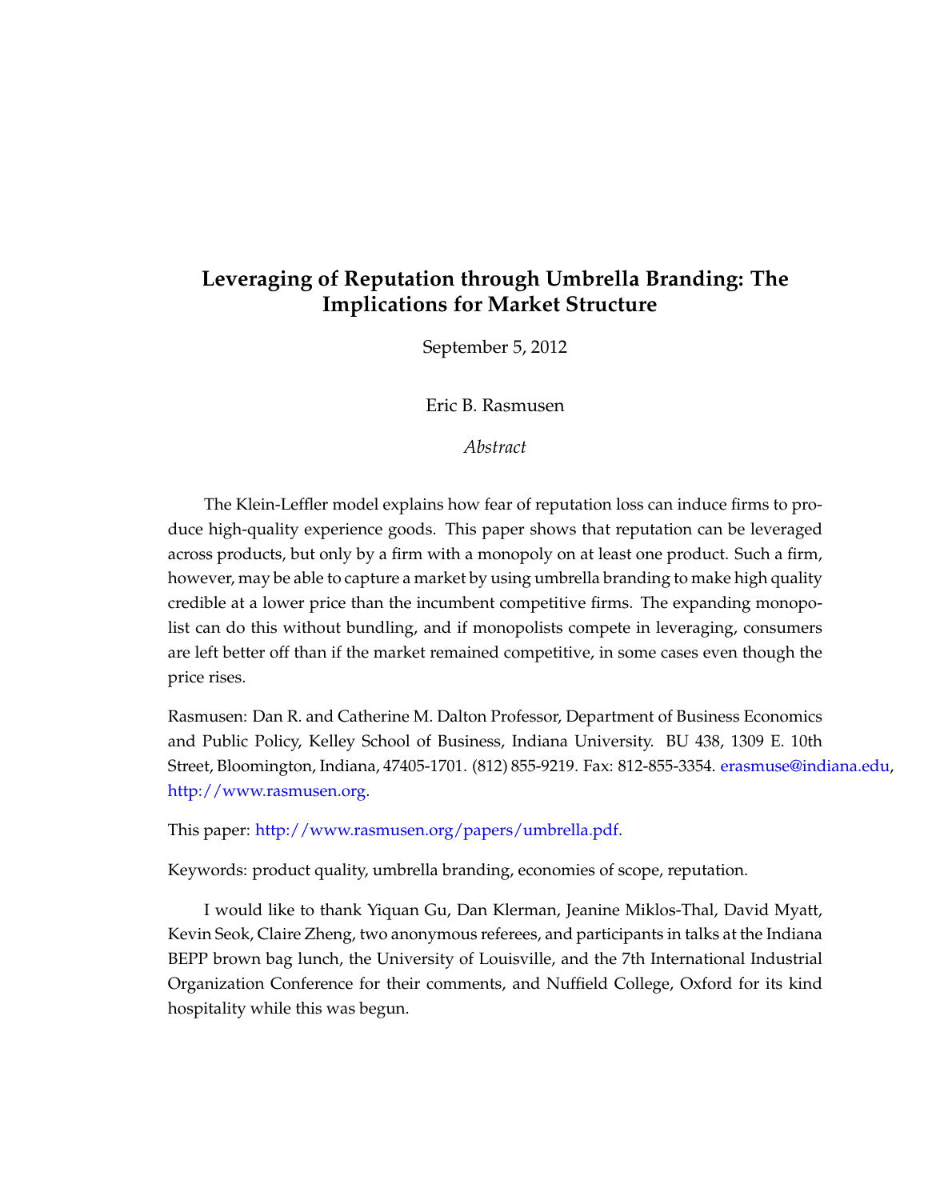# Leveraging of Reputation through Umbrella Branding: The Implications for Market Structure

September 5, 2012

Eric B. Rasmusen

*Abstract*

The Klein-Leffler model explains how fear of reputation loss can induce firms to produce high-quality experience goods. This paper shows that reputation can be leveraged across products, but only by a firm with a monopoly on at least one product. Such a firm, however, may be able to capture a market by using umbrella branding to make high quality credible at a lower price than the incumbent competitive firms. The expanding monopolist can do this without bundling, and if monopolists compete in leveraging, consumers are left better off than if the market remained competitive, in some cases even though the price rises.

Rasmusen: Dan R. and Catherine M. Dalton Professor, Department of Business Economics and Public Policy, Kelley School of Business, Indiana University. BU 438, 1309 E. 10th Street, Bloomington, Indiana, 47405-1701. (812) 855-9219. Fax: 812-855-3354. erasmuse@indiana.edu, http://www.rasmusen.org.

This paper: http://www.rasmusen.org/papers/umbrella.pdf.

Keywords: product quality, umbrella branding, economies of scope, reputation.

I would like to thank Yiquan Gu, Dan Klerman, Jeanine Miklos-Thal, David Myatt, Kevin Seok, Claire Zheng, two anonymous referees, and participants in talks at the Indiana BEPP brown bag lunch, the University of Louisville, and the 7th International Industrial Organization Conference for their comments, and Nuffield College, Oxford for its kind hospitality while this was begun.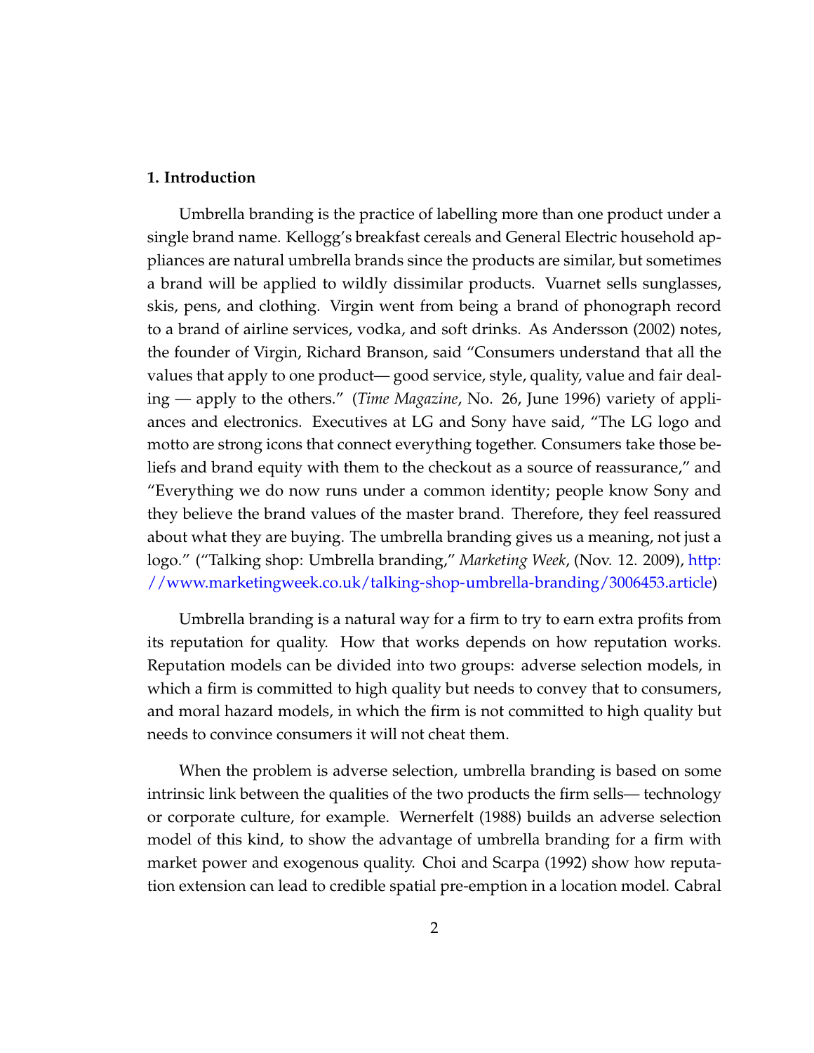**1. Introduction**

Umbrella branding is the practice of labelling more than one product under a single brand name. Kellogg's breakfast cereals and General Electric household appliances are natural umbrella brands since the products are similar, but sometimes a brand will be applied to wildly dissimilar products. Vuarnet sells sunglasses, skis, pens, and clothing. Virgin went from being a brand of phonograph record to a brand of airline services, vodka, and soft drinks. As Andersson (2002) notes, the founder of Virgin, Richard Branson, said "Consumers understand that all the values that apply to one product— good service, style, quality, value and fair dealing — apply to the others." (*Time Magazine*, No. 26, June 1996) variety of appliances and electronics. Executives at LG and Sony have said, "The LG logo and motto are strong icons that connect everything together. Consumers take those beliefs and brand equity with them to the checkout as a source of reassurance," and "Everything we do now runs under a common identity; people know Sony and they believe the brand values of the master brand. Therefore, they feel reassured about what they are buying. The umbrella branding gives us a meaning, not just a logo." ("Talking shop: Umbrella branding," *Marketing Week*, (Nov. 12. 2009), [http://www.marketingweek.co.uk/talking-shop-umbrella-branding/3006453.article](http://www.marketingweek.co.uk/talking-shop-umbrella-branding/3006453.article))

Umbrella branding is a natural way for a firm to try to earn extra profits from its reputation for quality. How that works depends on how reputation works. Reputation models can be divided into two groups: adverse selection models, in which a firm is committed to high quality but needs to convey that to consumers, and moral hazard models, in which the firm is not committed to high quality but needs to convince consumers it will not cheat them.

When the problem is adverse selection, umbrella branding is based on some intrinsic link between the qualities of the two products the firm sells— technology or corporate culture, for example. Wernerfelt (1988) builds an adverse selection model of this kind, to show the advantage of umbrella branding for a firm with market power and exogenous quality. Choi and Scarpa (1992) show how reputation extension can lead to credible spatial pre-emption in a location model. Cabral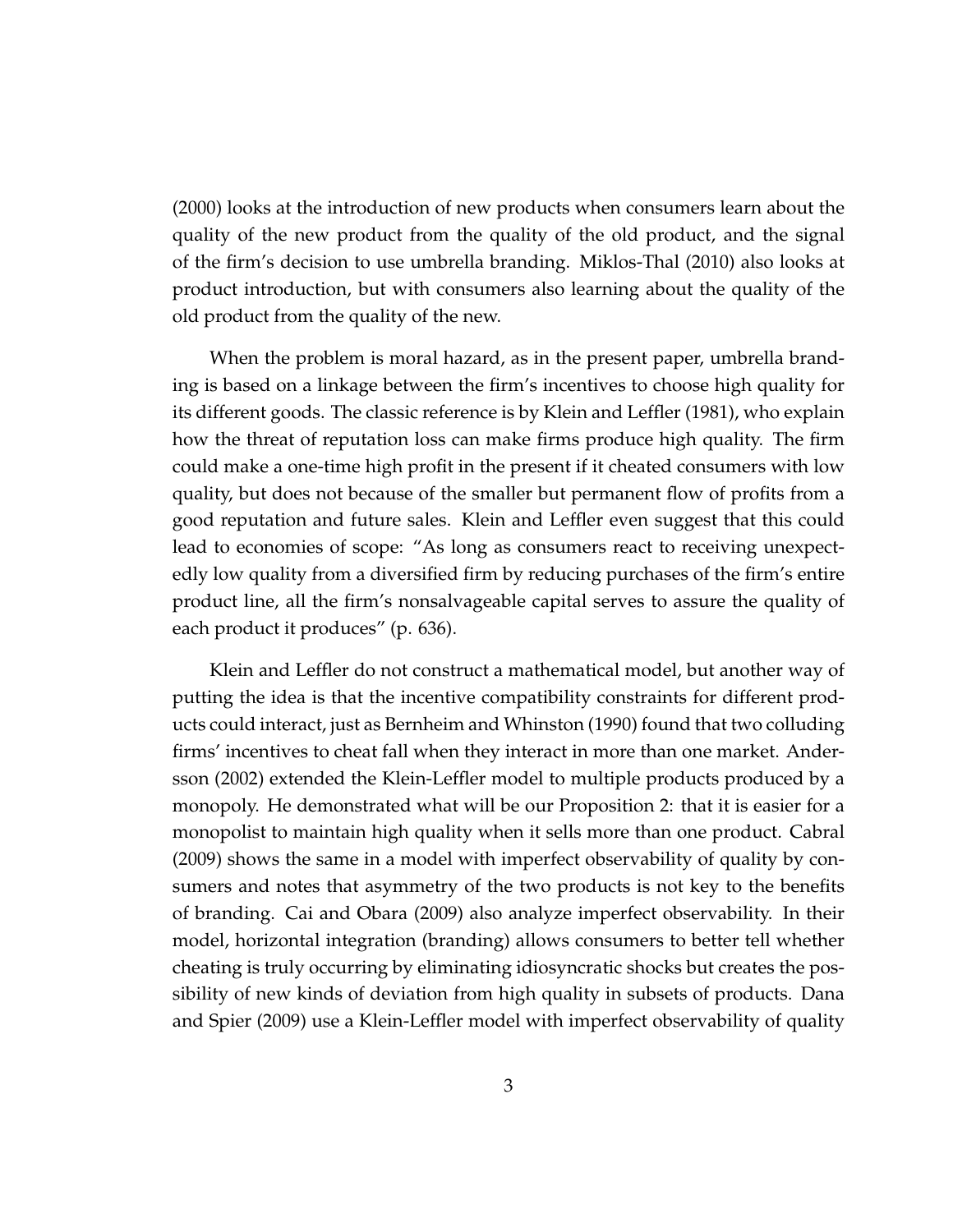(2000) looks at the introduction of new products when consumers learn about the quality of the new product from the quality of the old product, and the signal of the firm's decision to use umbrella branding. Miklos-Thal (2010) also looks at product introduction, but with consumers also learning about the quality of the old product from the quality of the new.

When the problem is moral hazard, as in the present paper, umbrella branding is based on a linkage between the firm's incentives to choose high quality for its different goods. The classic reference is by Klein and Leffler (1981), who explain how the threat of reputation loss can make firms produce high quality. The firm could make a one-time high profit in the present if it cheated consumers with low quality, but does not because of the smaller but permanent flow of profits from a good reputation and future sales. Klein and Leffler even suggest that this could lead to economies of scope: "As long as consumers react to receiving unexpectedly low quality from a diversified firm by reducing purchases of the firm's entire product line, all the firm's nonsalvageable capital serves to assure the quality of each product it produces" (p. 636).

Klein and Leffler do not construct a mathematical model, but another way of putting the idea is that the incentive compatibility constraints for different products could interact, just as Bernheim and Whinston (1990) found that two colluding firms' incentives to cheat fall when they interact in more than one market. Andersson (2002) extended the Klein-Leffler model to multiple products produced by a monopoly. He demonstrated what will be our Proposition 2: that it is easier for a monopolist to maintain high quality when it sells more than one product. Cabral (2009) shows the same in a model with imperfect observability of quality by consumers and notes that asymmetry of the two products is not key to the benefits of branding. Cai and Obara (2009) also analyze imperfect observability. In their model, horizontal integration (branding) allows consumers to better tell whether cheating is truly occurring by eliminating idiosyncratic shocks but creates the possibility of new kinds of deviation from high quality in subsets of products. Dana and Spier (2009) use a Klein-Leffler model with imperfect observability of quality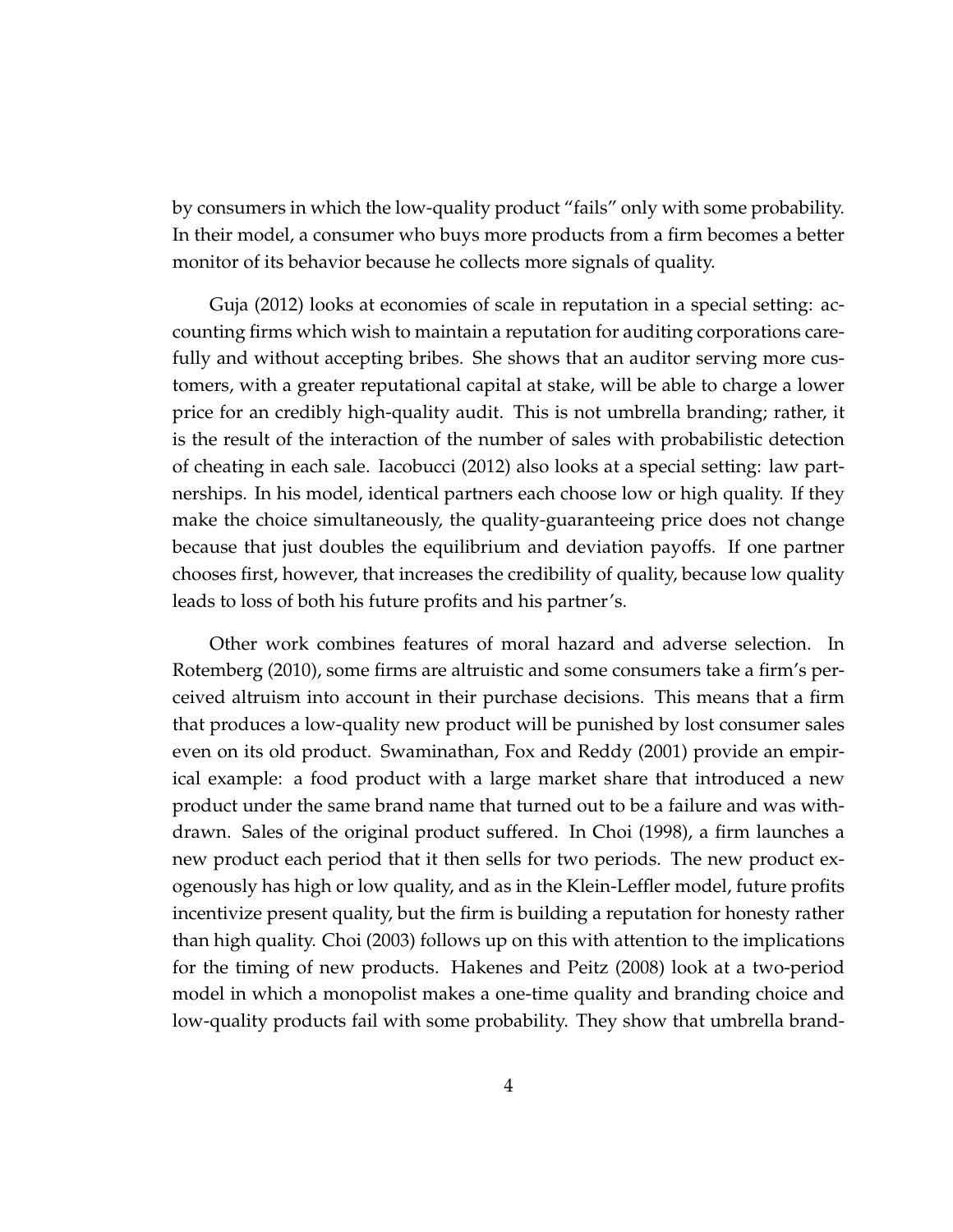by consumers in which the low-quality product "fails" only with some probability. In their model, a consumer who buys more products from a firm becomes a better monitor of its behavior because he collects more signals of quality.

Guja (2012) looks at economies of scale in reputation in a special setting: accounting firms which wish to maintain a reputation for auditing corporations carefully and without accepting bribes. She shows that an auditor serving more customers, with a greater reputational capital at stake, will be able to charge a lower price for an credibly high-quality audit. This is not umbrella branding; rather, it is the result of the interaction of the number of sales with probabilistic detection of cheating in each sale. Iacobucci (2012) also looks at a special setting: law partnerships. In his model, identical partners each choose low or high quality. If they make the choice simultaneously, the quality-guaranteeing price does not change because that just doubles the equilibrium and deviation payoffs. If one partner chooses first, however, that increases the credibility of quality, because low quality leads to loss of both his future profits and his partner's.

Other work combines features of moral hazard and adverse selection. In Rotemberg (2010), some firms are altruistic and some consumers take a firm's perceived altruism into account in their purchase decisions. This means that a firm that produces a low-quality new product will be punished by lost consumer sales even on its old product. Swaminathan, Fox and Reddy (2001) provide an empirical example: a food product with a large market share that introduced a new product under the same brand name that turned out to be a failure and was withdrawn. Sales of the original product suffered. In Choi (1998), a firm launches a new product each period that it then sells for two periods. The new product exogenously has high or low quality, and as in the Klein-Leffler model, future profits incentivize present quality, but the firm is building a reputation for honesty rather than high quality. Choi (2003) follows up on this with attention to the implications for the timing of new products. Hakenes and Peitz (2008) look at a two-period model in which a monopolist makes a one-time quality and branding choice and low-quality products fail with some probability. They show that umbrella brand-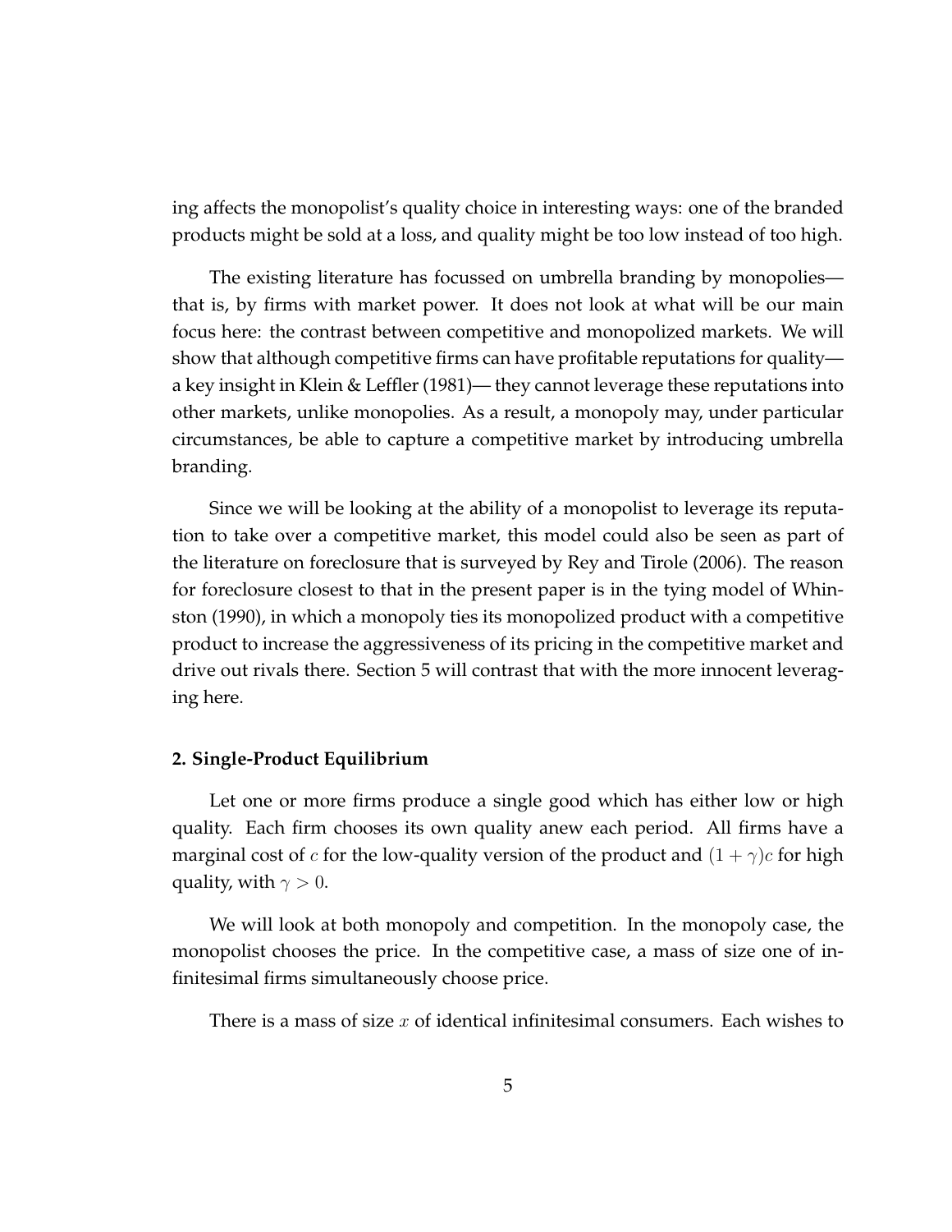ing affects the monopolist's quality choice in interesting ways: one of the branded products might be sold at a loss, and quality might be too low instead of too high.

The existing literature has focussed on umbrella branding by monopolies—that is, by firms with market power. It does not look at what will be our main focus here: the contrast between competitive and monopolized markets. We will show that although competitive firms can have profitable reputations for quality—a key insight in Klein & Leffler (1981)— they cannot leverage these reputations into other markets, unlike monopolies. As a result, a monopoly may, under particular circumstances, be able to capture a competitive market by introducing umbrella branding.

Since we will be looking at the ability of a monopolist to leverage its reputation to take over a competitive market, this model could also be seen as part of the literature on foreclosure that is surveyed by Rey and Tirole (2006). The reason for foreclosure closest to that in the present paper is in the tying model of Whinston (1990), in which a monopoly ties its monopolized product with a competitive product to increase the aggressiveness of its pricing in the competitive market and drive out rivals there. Section 5 will contrast that with the more innocent leveraging here.

**2. Single-Product Equilibrium**

Let one or more firms produce a single good which has either low or high quality. Each firm chooses its own quality anew each period. All firms have a marginal cost of $c$ for the low-quality version of the product and $(1 + \gamma)c$ for high quality, with $\gamma > 0$.

We will look at both monopoly and competition. In the monopoly case, the monopolist chooses the price. In the competitive case, a mass of size one of infinitesimal firms simultaneously choose price.

There is a mass of size $x$ of identical infinitesimal consumers. Each wishes to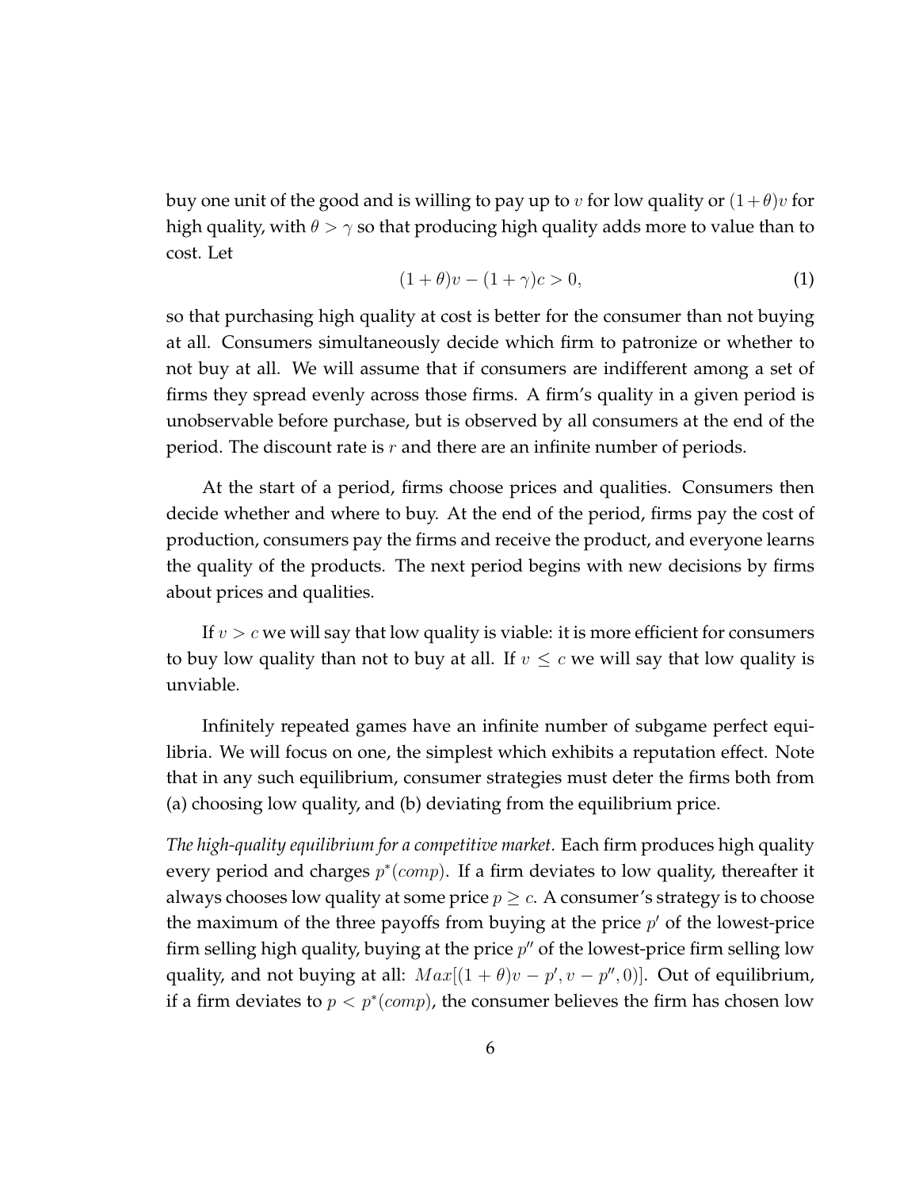buy one unit of the good and is willing to pay up to $v$ for low quality or $(1+\theta)v$ for high quality, with $\theta > \gamma$ so that producing high quality adds more to value than to cost. Let

$$(1 + \theta)v - (1 + \gamma)c > 0, \tag{1}$$

so that purchasing high quality at cost is better for the consumer than not buying at all. Consumers simultaneously decide which firm to patronize or whether to not buy at all. We will assume that if consumers are indifferent among a set of firms they spread evenly across those firms. A firm's quality in a given period is unobservable before purchase, but is observed by all consumers at the end of the period. The discount rate is $r$ and there are an infinite number of periods.

At the start of a period, firms choose prices and qualities. Consumers then decide whether and where to buy. At the end of the period, firms pay the cost of production, consumers pay the firms and receive the product, and everyone learns the quality of the products. The next period begins with new decisions by firms about prices and qualities.

If $v > c$ we will say that low quality is viable: it is more efficient for consumers to buy low quality than not to buy at all. If $v \leq c$ we will say that low quality is unviable.

Infinitely repeated games have an infinite number of subgame perfect equilibria. We will focus on one, the simplest which exhibits a reputation effect. Note that in any such equilibrium, consumer strategies must deter the firms both from (a) choosing low quality, and (b) deviating from the equilibrium price.

*The high-quality equilibrium for a competitive market.* Each firm produces high quality every period and charges $p^*(comp)$. If a firm deviates to low quality, thereafter it always chooses low quality at some price $p \geq c$. A consumer's strategy is to choose the maximum of the three payoffs from buying at the price $p'$ of the lowest-price firm selling high quality, buying at the price $p''$ of the lowest-price firm selling low quality, and not buying at all: $Max[(1 + \theta)v - p', v - p'', 0)]$. Out of equilibrium, if a firm deviates to $p < p^*(comp)$, the consumer believes the firm has chosen low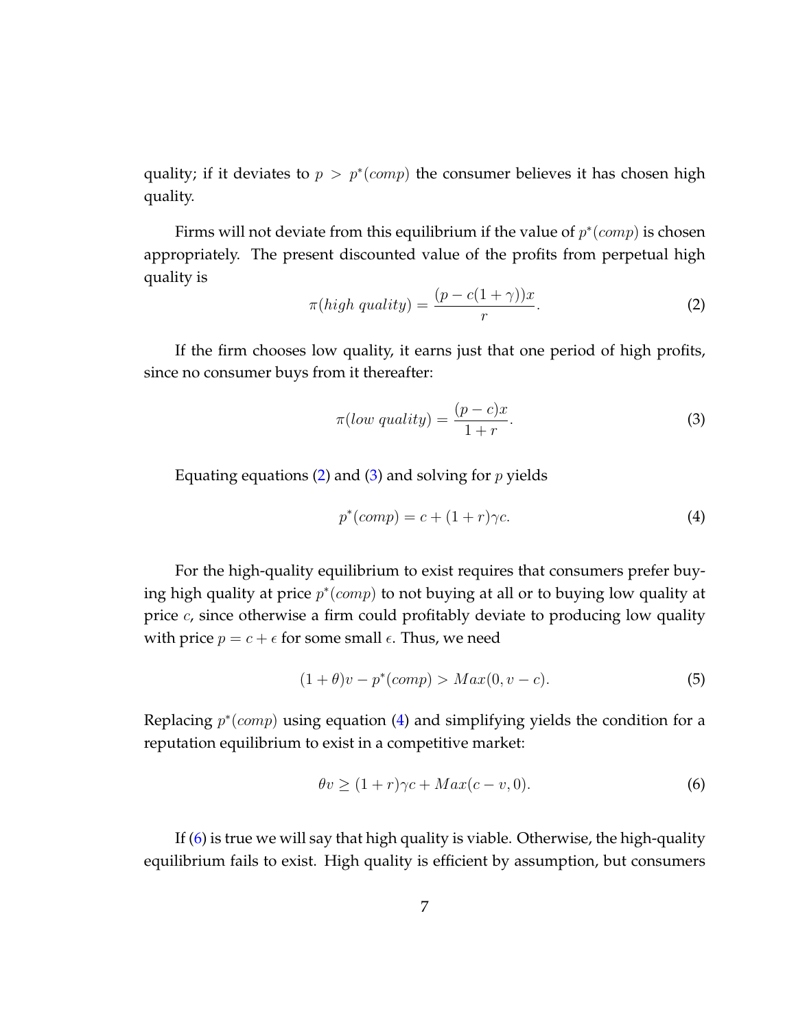quality; if it deviates to $p > p^*(comp)$ the consumer believes it has chosen high quality.

Firms will not deviate from this equilibrium if the value of $p^*(comp)$ is chosen appropriately. The present discounted value of the profits from perpetual high quality is

$$\pi(high\ quality) = \frac{(p - c(1+\gamma))x}{r}. \tag{2}$$

If the firm chooses low quality, it earns just that one period of high profits, since no consumer buys from it thereafter:

$$\pi(low\ quality) = \frac{(p-c)x}{1+r}. \tag{3}$$

Equating equations (2) and (3) and solving for $p$ yields

$$p^*(comp) = c + (1+r)\gamma c. \tag{4}$$

For the high-quality equilibrium to exist requires that consumers prefer buying high quality at price $p^*(comp)$ to not buying at all or to buying low quality at price $c$, since otherwise a firm could profitably deviate to producing low quality with price $p = c + \epsilon$ for some small $\epsilon$. Thus, we need

$$(1+\theta)v - p^*(comp) > Max(0, v - c). \tag{5}$$

Replacing $p^*(comp)$ using equation (4) and simplifying yields the condition for a reputation equilibrium to exist in a competitive market:

$$\theta v \geq (1+r)\gamma c + Max(c - v, 0). \tag{6}$$

If (6) is true we will say that high quality is viable. Otherwise, the high-quality equilibrium fails to exist. High quality is efficient by assumption, but consumers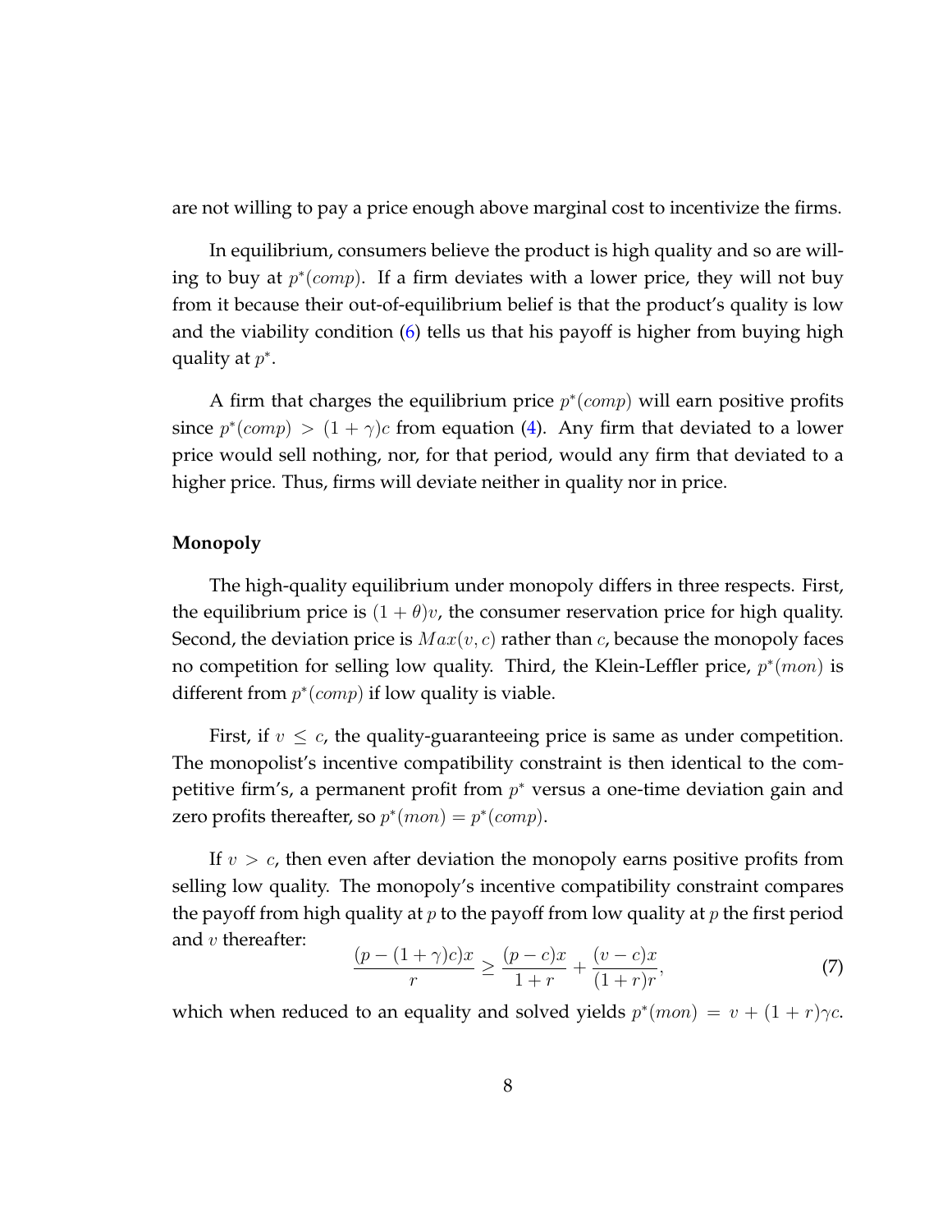are not willing to pay a price enough above marginal cost to incentivize the firms.

In equilibrium, consumers believe the product is high quality and so are willing to buy at $p^*(comp)$. If a firm deviates with a lower price, they will not buy from it because their out-of-equilibrium belief is that the product's quality is low and the viability condition (6) tells us that his payoff is higher from buying high quality at $p^*$.

A firm that charges the equilibrium price $p^*(comp)$ will earn positive profits since $p^*(comp) > (1+\gamma)c$ from equation (4). Any firm that deviated to a lower price would sell nothing, nor, for that period, would any firm that deviated to a higher price. Thus, firms will deviate neither in quality nor in price.

**Monopoly**

The high-quality equilibrium under monopoly differs in three respects. First, the equilibrium price is $(1+\theta)v$, the consumer reservation price for high quality. Second, the deviation price is $Max(v, c)$ rather than $c$, because the monopoly faces no competition for selling low quality. Third, the Klein-Leffler price, $p^*(mon)$ is different from $p^*(comp)$ if low quality is viable.

First, if $v \leq c$, the quality-guaranteeing price is same as under competition. The monopolist's incentive compatibility constraint is then identical to the competitive firm's, a permanent profit from $p^*$ versus a one-time deviation gain and zero profits thereafter, so $p^*(mon) = p^*(comp)$.

If $v > c$, then even after deviation the monopoly earns positive profits from selling low quality. The monopoly's incentive compatibility constraint compares the payoff from high quality at $p$ to the payoff from low quality at $p$ the first period and $v$ thereafter:

$$\frac{(p-(1+\gamma)c)x}{r} \geq \frac{(p-c)x}{1+r} + \frac{(v-c)x}{(1+r)r}, \tag{7}$$

which when reduced to an equality and solved yields $p^*(mon) = v + (1+r)\gamma c$.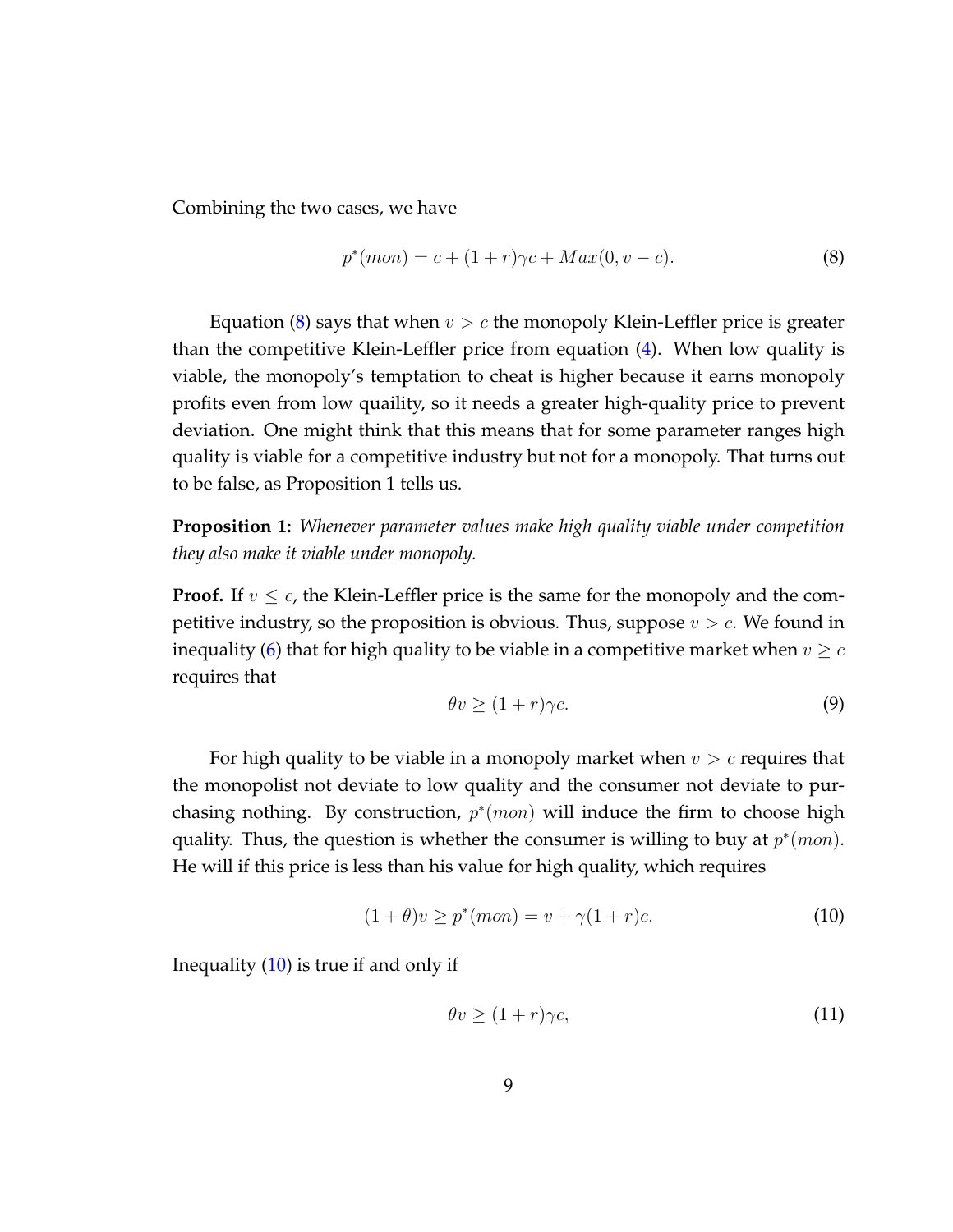Combining the two cases, we have

$$p^*(mon) = c + (1+r)\gamma c + Max(0, v-c). \tag{8}$$

Equation (8) says that when $v > c$ the monopoly Klein-Leffler price is greater than the competitive Klein-Leffler price from equation (4). When low quality is viable, the monopoly's temptation to cheat is higher because it earns monopoly profits even from low quaility, so it needs a greater high-quality price to prevent deviation. One might think that this means that for some parameter ranges high quality is viable for a competitive industry but not for a monopoly. That turns out to be false, as Proposition 1 tells us.

**Proposition 1:** *Whenever parameter values make high quality viable under competition they also make it viable under monopoly.*

**Proof.** If $v \leq c$, the Klein-Leffler price is the same for the monopoly and the competitive industry, so the proposition is obvious. Thus, suppose $v > c$. We found in inequality (6) that for high quality to be viable in a competitive market when $v \geq c$ requires that

$$\theta v \geq (1+r)\gamma c. \tag{9}$$

For high quality to be viable in a monopoly market when $v > c$ requires that the monopolist not deviate to low quality and the consumer not deviate to purchasing nothing. By construction, $p^*(mon)$ will induce the firm to choose high quality. Thus, the question is whether the consumer is willing to buy at $p^*(mon)$. He will if this price is less than his value for high quality, which requires

$$(1+\theta)v \geq p^*(mon) = v + \gamma(1+r)c. \tag{10}$$

Inequality (10) is true if and only if

$$\theta v \geq (1+r)\gamma c, \tag{11}$$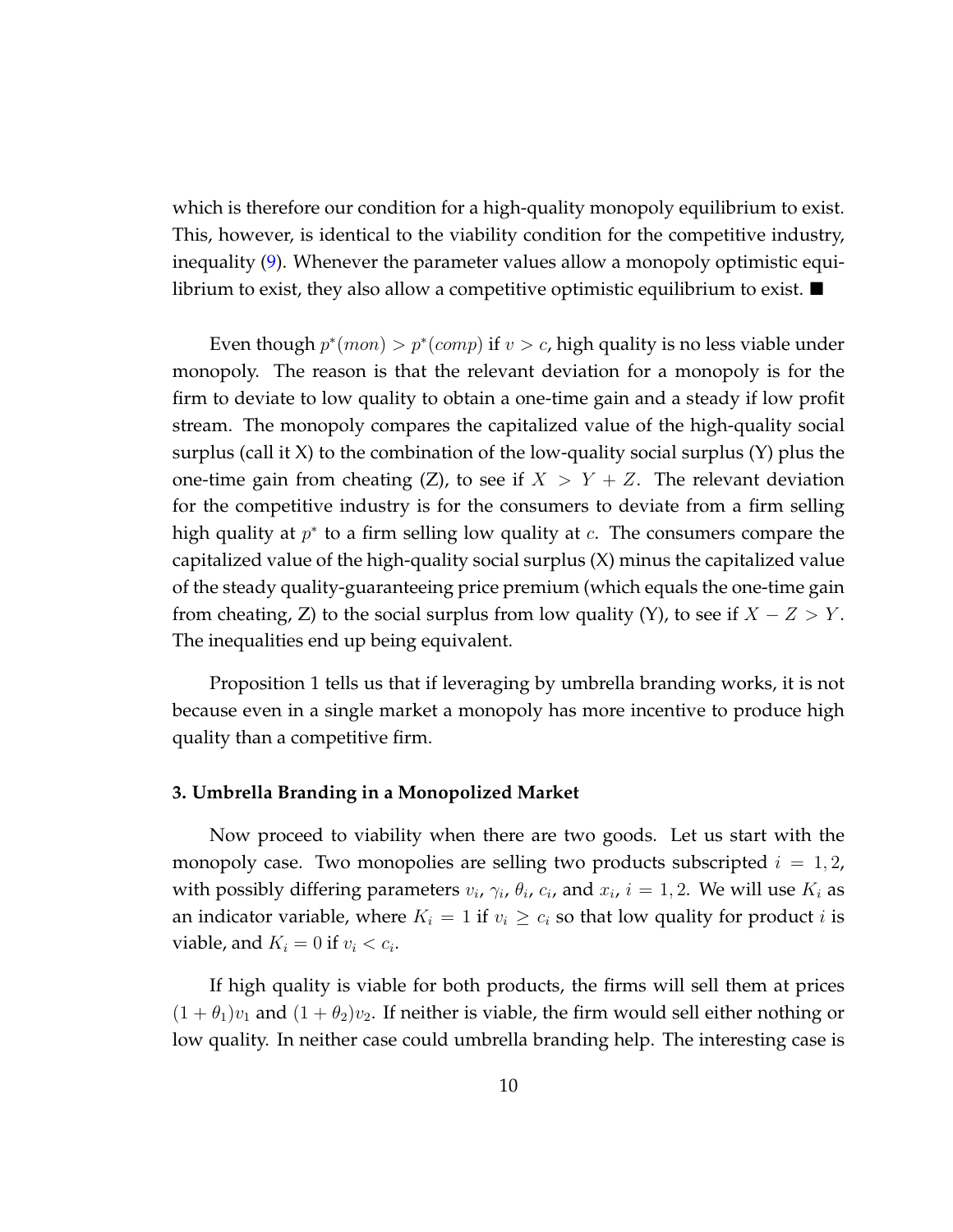which is therefore our condition for a high-quality monopoly equilibrium to exist. This, however, is identical to the viability condition for the competitive industry, inequality (9). Whenever the parameter values allow a monopoly optimistic equilibrium to exist, they also allow a competitive optimistic equilibrium to exist. ■

Even though $p^*(mon) > p^*(comp)$ if $v > c$, high quality is no less viable under monopoly. The reason is that the relevant deviation for a monopoly is for the firm to deviate to low quality to obtain a one-time gain and a steady if low profit stream. The monopoly compares the capitalized value of the high-quality social surplus (call it X) to the combination of the low-quality social surplus (Y) plus the one-time gain from cheating (Z), to see if $X > Y + Z$. The relevant deviation for the competitive industry is for the consumers to deviate from a firm selling high quality at $p^*$ to a firm selling low quality at $c$. The consumers compare the capitalized value of the high-quality social surplus (X) minus the capitalized value of the steady quality-guaranteeing price premium (which equals the one-time gain from cheating, Z) to the social surplus from low quality (Y), to see if $X - Z > Y$. The inequalities end up being equivalent.

Proposition 1 tells us that if leveraging by umbrella branding works, it is not because even in a single market a monopoly has more incentive to produce high quality than a competitive firm.

### 3. Umbrella Branding in a Monopolized Market

Now proceed to viability when there are two goods. Let us start with the monopoly case. Two monopolies are selling two products subscripted $i = 1, 2$, with possibly differing parameters $v_i$, $\gamma_i$, $\theta_i$, $c_i$, and $x_i$, $i = 1, 2$. We will use $K_i$ as an indicator variable, where $K_i = 1$ if $v_i \geq c_i$ so that low quality for product $i$ is viable, and $K_i = 0$ if $v_i < c_i$.

If high quality is viable for both products, the firms will sell them at prices $(1 + \theta_1)v_1$ and $(1 + \theta_2)v_2$. If neither is viable, the firm would sell either nothing or low quality. In neither case could umbrella branding help. The interesting case is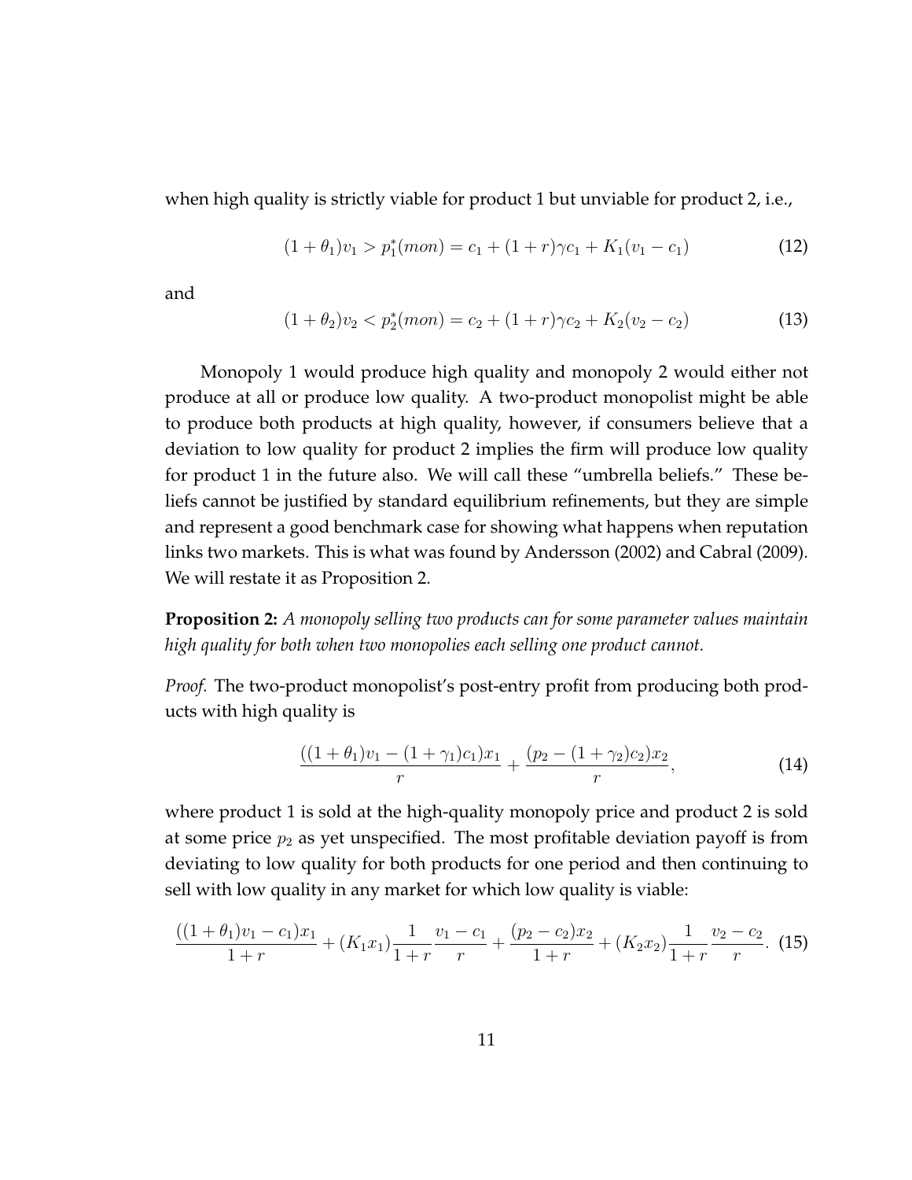when high quality is strictly viable for product 1 but unviable for product 2, i.e.,

$$(1+\theta_1)v_1 > p_1^*(mon) = c_1 + (1+r)\gamma c_1 + K_1(v_1 - c_1) \tag{12}$$

and

$$(1+\theta_2)v_2 < p_2^*(mon) = c_2 + (1+r)\gamma c_2 + K_2(v_2 - c_2) \tag{13}$$

Monopoly 1 would produce high quality and monopoly 2 would either not produce at all or produce low quality. A two-product monopolist might be able to produce both products at high quality, however, if consumers believe that a deviation to low quality for product 2 implies the firm will produce low quality for product 1 in the future also. We will call these "umbrella beliefs." These beliefs cannot be justified by standard equilibrium refinements, but they are simple and represent a good benchmark case for showing what happens when reputation links two markets. This is what was found by Andersson (2002) and Cabral (2009). We will restate it as Proposition 2.

**Proposition 2:** *A monopoly selling two products can for some parameter values maintain high quality for both when two monopolies each selling one product cannot.*

*Proof.* The two-product monopolist's post-entry profit from producing both products with high quality is

$$\frac{((1+\theta_1)v_1 - (1+\gamma_1)c_1)x_1}{r} + \frac{(p_2 - (1+\gamma_2)c_2)x_2}{r}, \tag{14}$$

where product 1 is sold at the high-quality monopoly price and product 2 is sold at some price $p_2$ as yet unspecified. The most profitable deviation payoff is from deviating to low quality for both products for one period and then continuing to sell with low quality in any market for which low quality is viable:

$$\frac{((1+\theta_1)v_1 - c_1)x_1}{1+r} + (K_1 x_1)\frac{1}{1+r}\frac{v_1 - c_1}{r} + \frac{(p_2 - c_2)x_2}{1+r} + (K_2 x_2)\frac{1}{1+r}\frac{v_2 - c_2}{r}. \tag{15}$$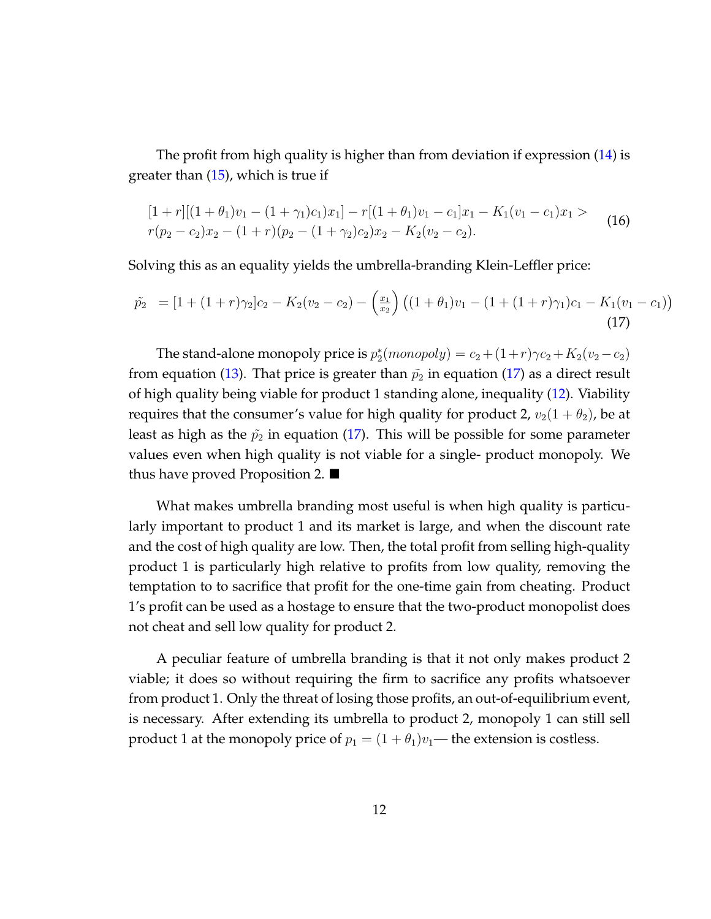The profit from high quality is higher than from deviation if expression (14) is greater than (15), which is true if

$$
\begin{aligned}
&[1+r][(1+\theta_1)v_1 - (1+\gamma_1)c_1)x_1] - r[(1+\theta_1)v_1 - c_1]x_1 - K_1(v_1 - c_1)x_1 > \\
&r(p_2 - c_2)x_2 - (1+r)(p_2 - (1+\gamma_2)c_2)x_2 - K_2(v_2 - c_2).
\end{aligned}
\tag{16}
$$

Solving this as an equality yields the umbrella-branding Klein-Leffler price:

$$
\tilde{p_2} \;= [1+(1+r)\gamma_2]c_2 - K_2(v_2 - c_2) - \left(\frac{x_1}{x_2}\right)\left((1+\theta_1)v_1 - (1+(1+r)\gamma_1)c_1 - K_1(v_1 - c_1)\right)
\tag{17}
$$

The stand-alone monopoly price is $p_2^*(monopoly) = c_2 + (1+r)\gamma c_2 + K_2(v_2 - c_2)$ from equation (13). That price is greater than $\tilde{p_2}$ in equation (17) as a direct result of high quality being viable for product 1 standing alone, inequality (12). Viability requires that the consumer's value for high quality for product 2, $v_2(1+\theta_2)$, be at least as high as the $\tilde{p_2}$ in equation (17). This will be possible for some parameter values even when high quality is not viable for a single- product monopoly. We thus have proved Proposition 2. ■

What makes umbrella branding most useful is when high quality is particularly important to product 1 and its market is large, and when the discount rate and the cost of high quality are low. Then, the total profit from selling high-quality product 1 is particularly high relative to profits from low quality, removing the temptation to to sacrifice that profit for the one-time gain from cheating. Product 1's profit can be used as a hostage to ensure that the two-product monopolist does not cheat and sell low quality for product 2.

A peculiar feature of umbrella branding is that it not only makes product 2 viable; it does so without requiring the firm to sacrifice any profits whatsoever from product 1. Only the threat of losing those profits, an out-of-equilibrium event, is necessary. After extending its umbrella to product 2, monopoly 1 can still sell product 1 at the monopoly price of $p_1 = (1+\theta_1)v_1$— the extension is costless.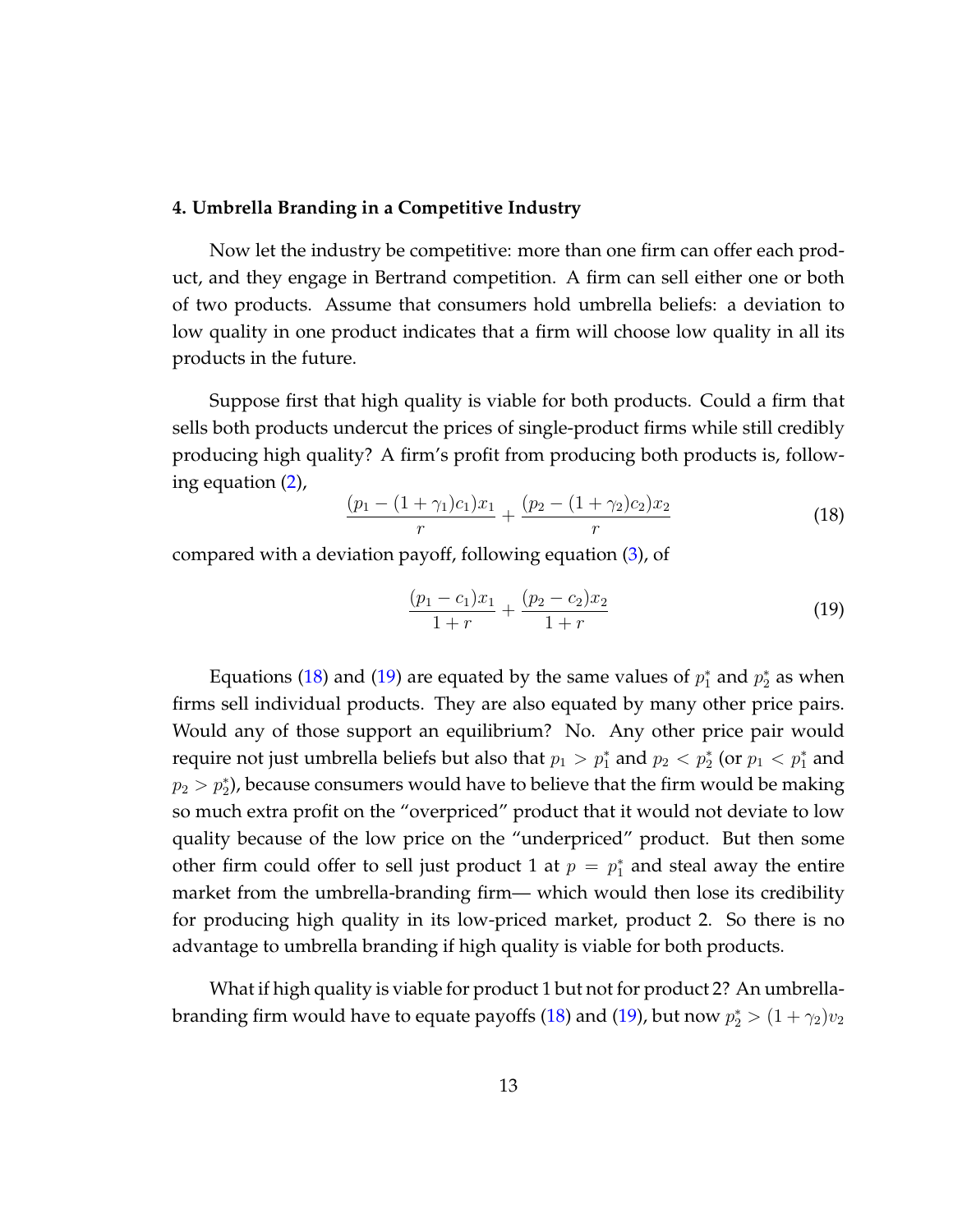### 4. Umbrella Branding in a Competitive Industry

Now let the industry be competitive: more than one firm can offer each product, and they engage in Bertrand competition. A firm can sell either one or both of two products. Assume that consumers hold umbrella beliefs: a deviation to low quality in one product indicates that a firm will choose low quality in all its products in the future.

Suppose first that high quality is viable for both products. Could a firm that sells both products undercut the prices of single-product firms while still credibly producing high quality? A firm's profit from producing both products is, following equation (2),

$$\frac{(p_1 - (1+\gamma_1)c_1)x_1}{r} + \frac{(p_2 - (1+\gamma_2)c_2)x_2}{r} \tag{18}$$

compared with a deviation payoff, following equation (3), of

$$\frac{(p_1 - c_1)x_1}{1+r} + \frac{(p_2 - c_2)x_2}{1+r} \tag{19}$$

Equations (18) and (19) are equated by the same values of $p_1^*$ and $p_2^*$ as when firms sell individual products. They are also equated by many other price pairs. Would any of those support an equilibrium? No. Any other price pair would require not just umbrella beliefs but also that $p_1 > p_1^*$ and $p_2 < p_2^*$ (or $p_1 < p_1^*$ and $p_2 > p_2^*$), because consumers would have to believe that the firm would be making so much extra profit on the "overpriced" product that it would not deviate to low quality because of the low price on the "underpriced" product. But then some other firm could offer to sell just product 1 at $p = p_1^*$ and steal away the entire market from the umbrella-branding firm— which would then lose its credibility for producing high quality in its low-priced market, product 2. So there is no advantage to umbrella branding if high quality is viable for both products.

What if high quality is viable for product 1 but not for product 2? An umbrella-branding firm would have to equate payoffs (18) and (19), but now $p_2^* > (1+\gamma_2)v_2$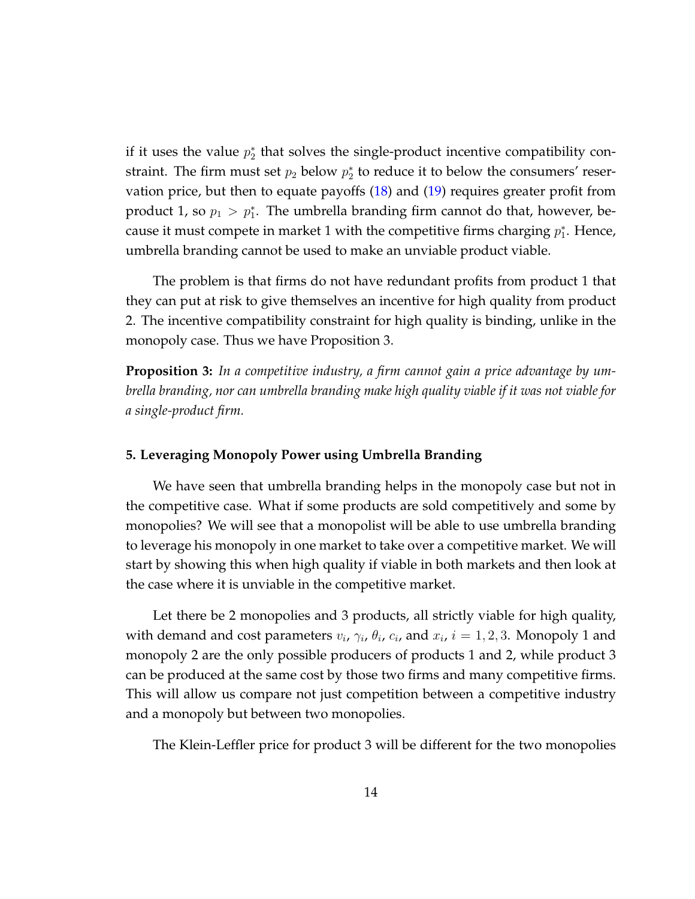if it uses the value $p_2^*$ that solves the single-product incentive compatibility constraint. The firm must set $p_2$ below $p_2^*$ to reduce it to below the consumers' reservation price, but then to equate payoffs (18) and (19) requires greater profit from product 1, so $p_1 > p_1^*$. The umbrella branding firm cannot do that, however, because it must compete in market 1 with the competitive firms charging $p_1^*$. Hence, umbrella branding cannot be used to make an unviable product viable.

The problem is that firms do not have redundant profits from product 1 that they can put at risk to give themselves an incentive for high quality from product 2. The incentive compatibility constraint for high quality is binding, unlike in the monopoly case. Thus we have Proposition 3.

**Proposition 3:** *In a competitive industry, a firm cannot gain a price advantage by umbrella branding, nor can umbrella branding make high quality viable if it was not viable for a single-product firm.*

### 5. Leveraging Monopoly Power using Umbrella Branding

We have seen that umbrella branding helps in the monopoly case but not in the competitive case. What if some products are sold competitively and some by monopolies? We will see that a monopolist will be able to use umbrella branding to leverage his monopoly in one market to take over a competitive market. We will start by showing this when high quality if viable in both markets and then look at the case where it is unviable in the competitive market.

Let there be 2 monopolies and 3 products, all strictly viable for high quality, with demand and cost parameters $v_i$, $\gamma_i$, $\theta_i$, $c_i$, and $x_i$, $i = 1, 2, 3$. Monopoly 1 and monopoly 2 are the only possible producers of products 1 and 2, while product 3 can be produced at the same cost by those two firms and many competitive firms. This will allow us compare not just competition between a competitive industry and a monopoly but between two monopolies.

The Klein-Leffler price for product 3 will be different for the two monopolies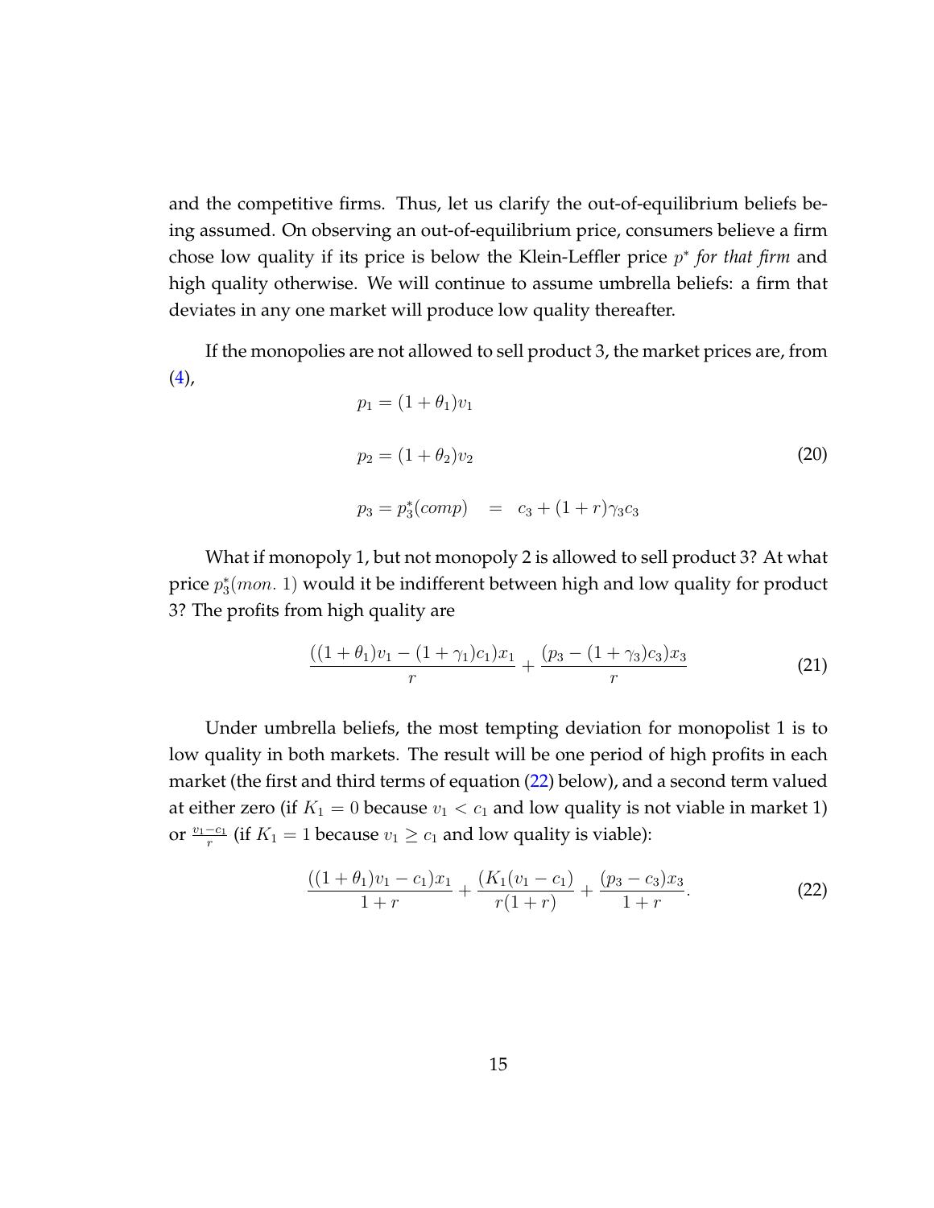and the competitive firms. Thus, let us clarify the out-of-equilibrium beliefs being assumed. On observing an out-of-equilibrium price, consumers believe a firm chose low quality if its price is below the Klein-Leffler price $p^*$ *for that firm* and high quality otherwise. We will continue to assume umbrella beliefs: a firm that deviates in any one market will produce low quality thereafter.

If the monopolies are not allowed to sell product 3, the market prices are, from (4),

$$
\begin{aligned}
p_1 &= (1+\theta_1)v_1 \\
p_2 &= (1+\theta_2)v_2 \\
p_3 = p_3^*(comp) &= c_3 + (1+r)\gamma_3 c_3
\end{aligned}
\tag{20}
$$

What if monopoly 1, but not monopoly 2 is allowed to sell product 3? At what price $p_3^*(mon.\ 1)$ would it be indifferent between high and low quality for product 3? The profits from high quality are

$$
\frac{((1+\theta_1)v_1 - (1+\gamma_1)c_1)x_1}{r} + \frac{(p_3 - (1+\gamma_3)c_3)x_3}{r} \tag{21}
$$

Under umbrella beliefs, the most tempting deviation for monopolist 1 is to low quality in both markets. The result will be one period of high profits in each market (the first and third terms of equation (22) below), and a second term valued at either zero (if $K_1 = 0$ because $v_1 < c_1$ and low quality is not viable in market 1) or $\frac{v_1 - c_1}{r}$ (if $K_1 = 1$ because $v_1 \geq c_1$ and low quality is viable):

$$
\frac{((1+\theta_1)v_1 - c_1)x_1}{1+r} + \frac{(K_1(v_1 - c_1)}{r(1+r)} + \frac{(p_3 - c_3)x_3}{1+r}. \tag{22}
$$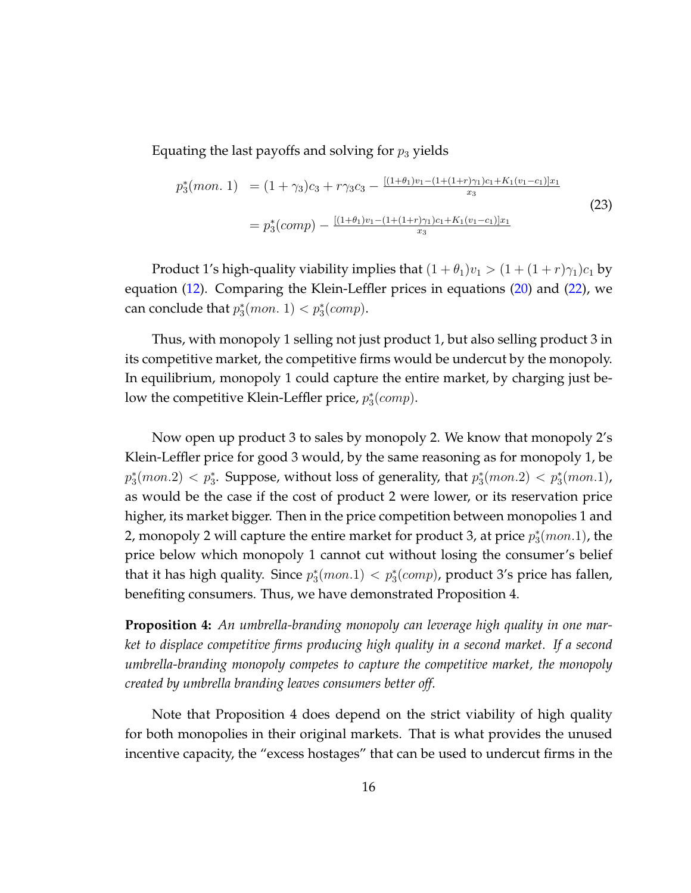Equating the last payoffs and solving for $p_3$ yields

$$
\begin{aligned}
p_3^*(mon.\ 1) &= (1+\gamma_3)c_3 + r\gamma_3 c_3 - \tfrac{[(1+\theta_1)v_1 - (1+(1+r)\gamma_1)c_1 + K_1(v_1 - c_1)]x_1}{x_3} \\
&= p_3^*(comp) - \tfrac{[(1+\theta_1)v_1 - (1+(1+r)\gamma_1)c_1 + K_1(v_1 - c_1)]x_1}{x_3}
\end{aligned}
\tag{23}
$$

Product 1's high-quality viability implies that $(1+\theta_1)v_1 > (1+(1+r)\gamma_1)c_1$ by equation (12). Comparing the Klein-Leffler prices in equations (20) and (22), we can conclude that $p_3^*(mon.\ 1) < p_3^*(comp)$.

Thus, with monopoly 1 selling not just product 1, but also selling product 3 in its competitive market, the competitive firms would be undercut by the monopoly. In equilibrium, monopoly 1 could capture the entire market, by charging just below the competitive Klein-Leffler price, $p_3^*(comp)$.

Now open up product 3 to sales by monopoly 2. We know that monopoly 2's Klein-Leffler price for good 3 would, by the same reasoning as for monopoly 1, be $p_3^*(mon.2) < p_3^*$. Suppose, without loss of generality, that $p_3^*(mon.2) < p_3^*(mon.1)$, as would be the case if the cost of product 2 were lower, or its reservation price higher, its market bigger. Then in the price competition between monopolies 1 and 2, monopoly 2 will capture the entire market for product 3, at price $p_3^*(mon.1)$, the price below which monopoly 1 cannot cut without losing the consumer's belief that it has high quality. Since $p_3^*(mon.1) < p_3^*(comp)$, product 3's price has fallen, benefiting consumers. Thus, we have demonstrated Proposition 4.

**Proposition 4:** *An umbrella-branding monopoly can leverage high quality in one market to displace competitive firms producing high quality in a second market. If a second umbrella-branding monopoly competes to capture the competitive market, the monopoly created by umbrella branding leaves consumers better off.*

Note that Proposition 4 does depend on the strict viability of high quality for both monopolies in their original markets. That is what provides the unused incentive capacity, the "excess hostages" that can be used to undercut firms in the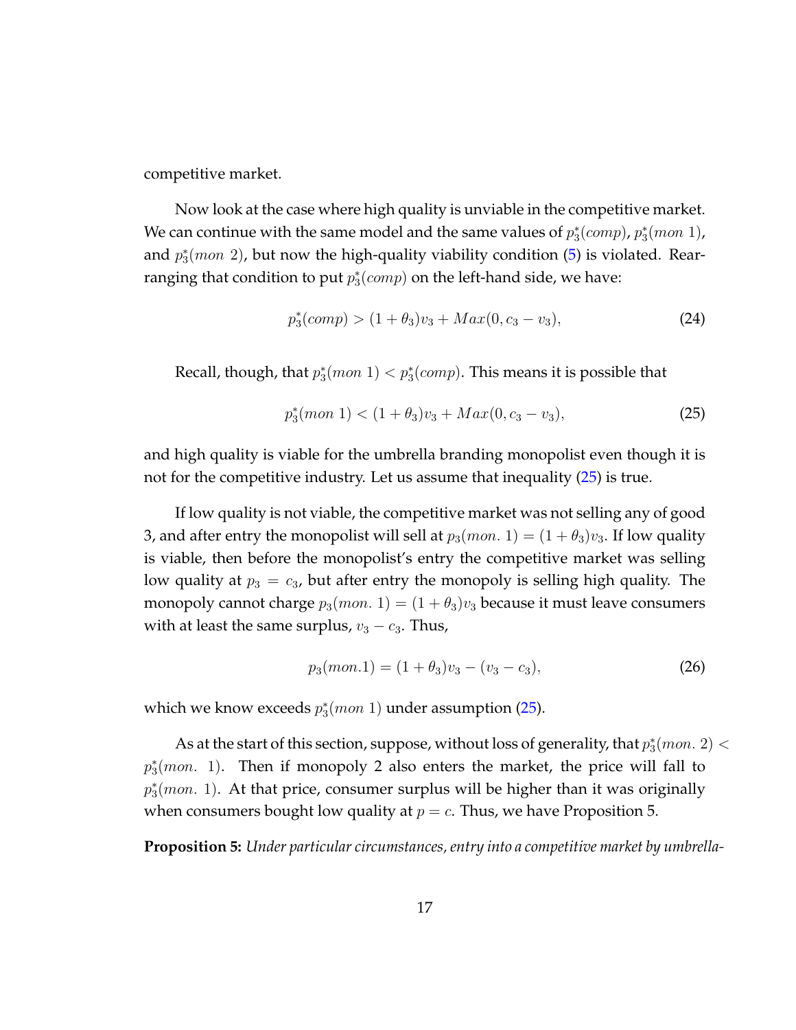competitive market.

Now look at the case where high quality is unviable in the competitive market. We can continue with the same model and the same values of $p_3^*(comp)$, $p_3^*(mon\ 1)$, and $p_3^*(mon\ 2)$, but now the high-quality viability condition (5) is violated. Rearranging that condition to put $p_3^*(comp)$ on the left-hand side, we have:

$$p_3^*(comp) > (1+\theta_3)v_3 + Max(0, c_3 - v_3), \tag{24}$$

Recall, though, that $p_3^*(mon\ 1) < p_3^*(comp)$. This means it is possible that

$$p_3^*(mon\ 1) < (1+\theta_3)v_3 + Max(0, c_3 - v_3), \tag{25}$$

and high quality is viable for the umbrella branding monopolist even though it is not for the competitive industry. Let us assume that inequality (25) is true.

If low quality is not viable, the competitive market was not selling any of good 3, and after entry the monopolist will sell at $p_3(mon.\ 1) = (1+\theta_3)v_3$. If low quality is viable, then before the monopolist's entry the competitive market was selling low quality at $p_3 = c_3$, but after entry the monopoly is selling high quality. The monopoly cannot charge $p_3(mon.\ 1) = (1+\theta_3)v_3$ because it must leave consumers with at least the same surplus, $v_3 - c_3$. Thus,

$$p_3(mon.1) = (1+\theta_3)v_3 - (v_3 - c_3), \tag{26}$$

which we know exceeds $p_3^*(mon\ 1)$ under assumption (25).

As at the start of this section, suppose, without loss of generality, that $p_3^*(mon.\ 2) < p_3^*(mon.\ 1)$. Then if monopoly 2 also enters the market, the price will fall to $p_3^*(mon.\ 1)$. At that price, consumer surplus will be higher than it was originally when consumers bought low quality at $p = c$. Thus, we have Proposition 5.

**Proposition 5:** *Under particular circumstances, entry into a competitive market by umbrella-*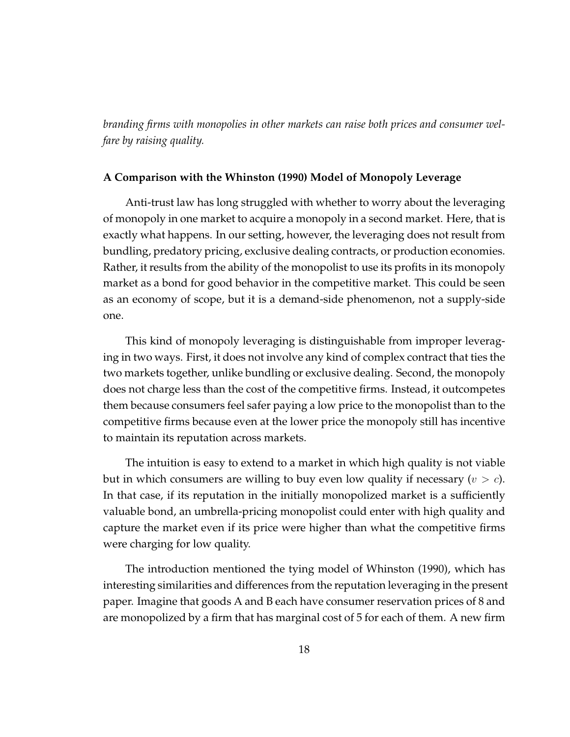*branding firms with monopolies in other markets can raise both prices and consumer welfare by raising quality.*

**A Comparison with the Whinston (1990) Model of Monopoly Leverage**

Anti-trust law has long struggled with whether to worry about the leveraging of monopoly in one market to acquire a monopoly in a second market. Here, that is exactly what happens. In our setting, however, the leveraging does not result from bundling, predatory pricing, exclusive dealing contracts, or production economies. Rather, it results from the ability of the monopolist to use its profits in its monopoly market as a bond for good behavior in the competitive market. This could be seen as an economy of scope, but it is a demand-side phenomenon, not a supply-side one.

This kind of monopoly leveraging is distinguishable from improper leveraging in two ways. First, it does not involve any kind of complex contract that ties the two markets together, unlike bundling or exclusive dealing. Second, the monopoly does not charge less than the cost of the competitive firms. Instead, it outcompetes them because consumers feel safer paying a low price to the monopolist than to the competitive firms because even at the lower price the monopoly still has incentive to maintain its reputation across markets.

The intuition is easy to extend to a market in which high quality is not viable but in which consumers are willing to buy even low quality if necessary ($v > c$). In that case, if its reputation in the initially monopolized market is a sufficiently valuable bond, an umbrella-pricing monopolist could enter with high quality and capture the market even if its price were higher than what the competitive firms were charging for low quality.

The introduction mentioned the tying model of Whinston (1990), which has interesting similarities and differences from the reputation leveraging in the present paper. Imagine that goods A and B each have consumer reservation prices of 8 and are monopolized by a firm that has marginal cost of 5 for each of them. A new firm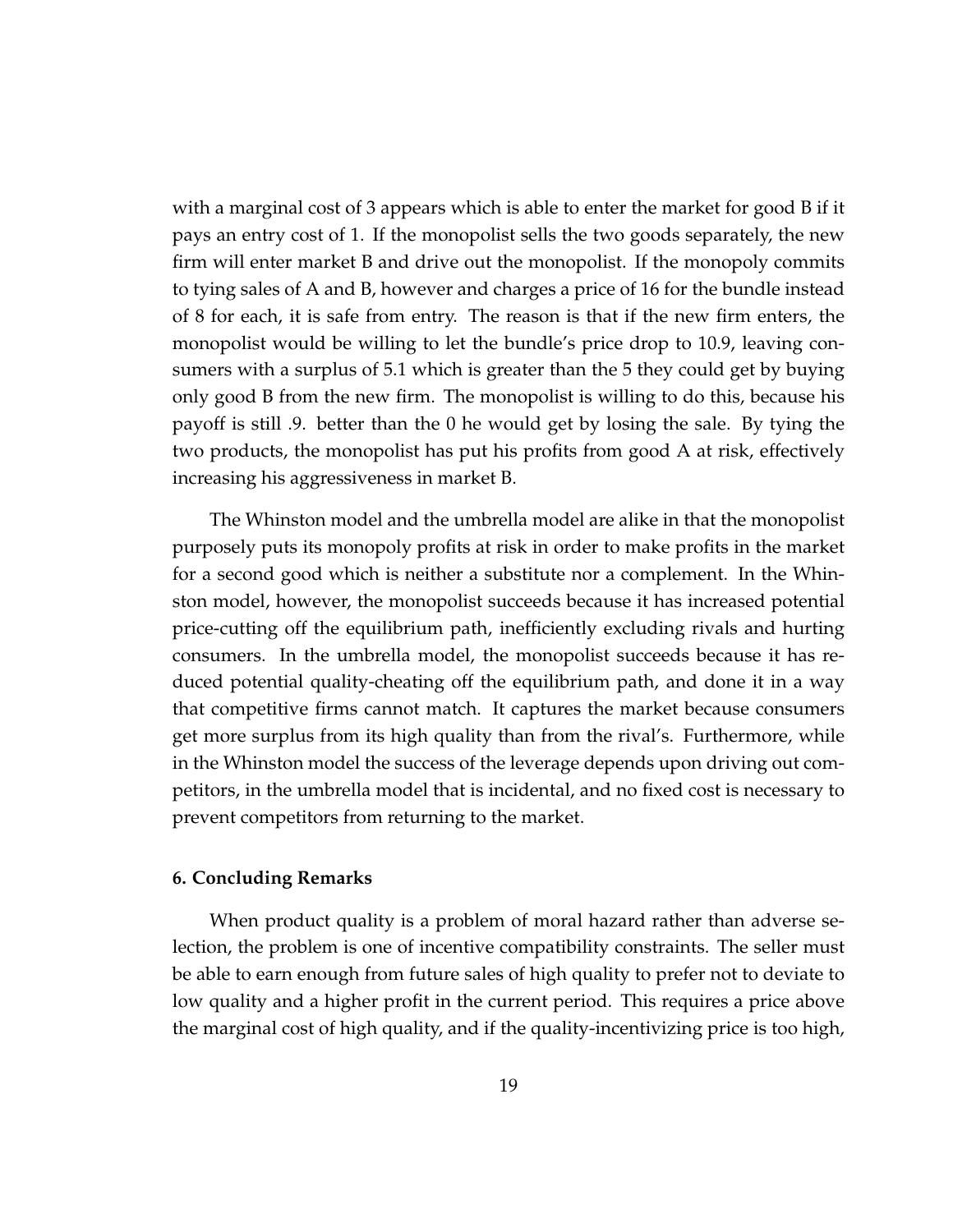with a marginal cost of 3 appears which is able to enter the market for good B if it pays an entry cost of 1. If the monopolist sells the two goods separately, the new firm will enter market B and drive out the monopolist. If the monopoly commits to tying sales of A and B, however and charges a price of 16 for the bundle instead of 8 for each, it is safe from entry. The reason is that if the new firm enters, the monopolist would be willing to let the bundle's price drop to 10.9, leaving consumers with a surplus of 5.1 which is greater than the 5 they could get by buying only good B from the new firm. The monopolist is willing to do this, because his payoff is still .9. better than the 0 he would get by losing the sale. By tying the two products, the monopolist has put his profits from good A at risk, effectively increasing his aggressiveness in market B.

The Whinston model and the umbrella model are alike in that the monopolist purposely puts its monopoly profits at risk in order to make profits in the market for a second good which is neither a substitute nor a complement. In the Whinston model, however, the monopolist succeeds because it has increased potential price-cutting off the equilibrium path, inefficiently excluding rivals and hurting consumers. In the umbrella model, the monopolist succeeds because it has reduced potential quality-cheating off the equilibrium path, and done it in a way that competitive firms cannot match. It captures the market because consumers get more surplus from its high quality than from the rival's. Furthermore, while in the Whinston model the success of the leverage depends upon driving out competitors, in the umbrella model that is incidental, and no fixed cost is necessary to prevent competitors from returning to the market.

## 6. Concluding Remarks

When product quality is a problem of moral hazard rather than adverse selection, the problem is one of incentive compatibility constraints. The seller must be able to earn enough from future sales of high quality to prefer not to deviate to low quality and a higher profit in the current period. This requires a price above the marginal cost of high quality, and if the quality-incentivizing price is too high,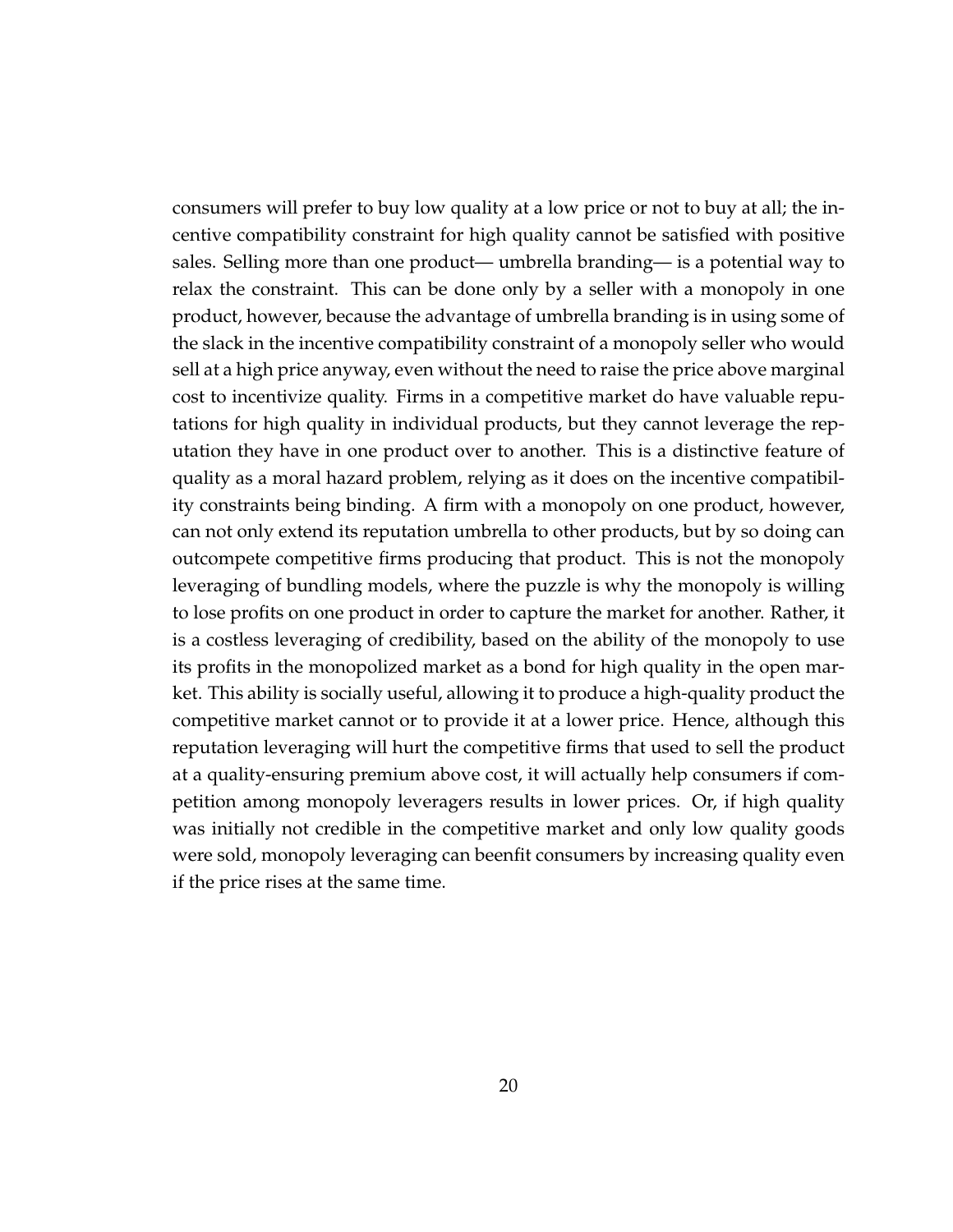consumers will prefer to buy low quality at a low price or not to buy at all; the incentive compatibility constraint for high quality cannot be satisfied with positive sales. Selling more than one product— umbrella branding— is a potential way to relax the constraint. This can be done only by a seller with a monopoly in one product, however, because the advantage of umbrella branding is in using some of the slack in the incentive compatibility constraint of a monopoly seller who would sell at a high price anyway, even without the need to raise the price above marginal cost to incentivize quality. Firms in a competitive market do have valuable reputations for high quality in individual products, but they cannot leverage the reputation they have in one product over to another. This is a distinctive feature of quality as a moral hazard problem, relying as it does on the incentive compatibility constraints being binding. A firm with a monopoly on one product, however, can not only extend its reputation umbrella to other products, but by so doing can outcompete competitive firms producing that product. This is not the monopoly leveraging of bundling models, where the puzzle is why the monopoly is willing to lose profits on one product in order to capture the market for another. Rather, it is a costless leveraging of credibility, based on the ability of the monopoly to use its profits in the monopolized market as a bond for high quality in the open market. This ability is socially useful, allowing it to produce a high-quality product the competitive market cannot or to provide it at a lower price. Hence, although this reputation leveraging will hurt the competitive firms that used to sell the product at a quality-ensuring premium above cost, it will actually help consumers if competition among monopoly leveragers results in lower prices. Or, if high quality was initially not credible in the competitive market and only low quality goods were sold, monopoly leveraging can beenfit consumers by increasing quality even if the price rises at the same time.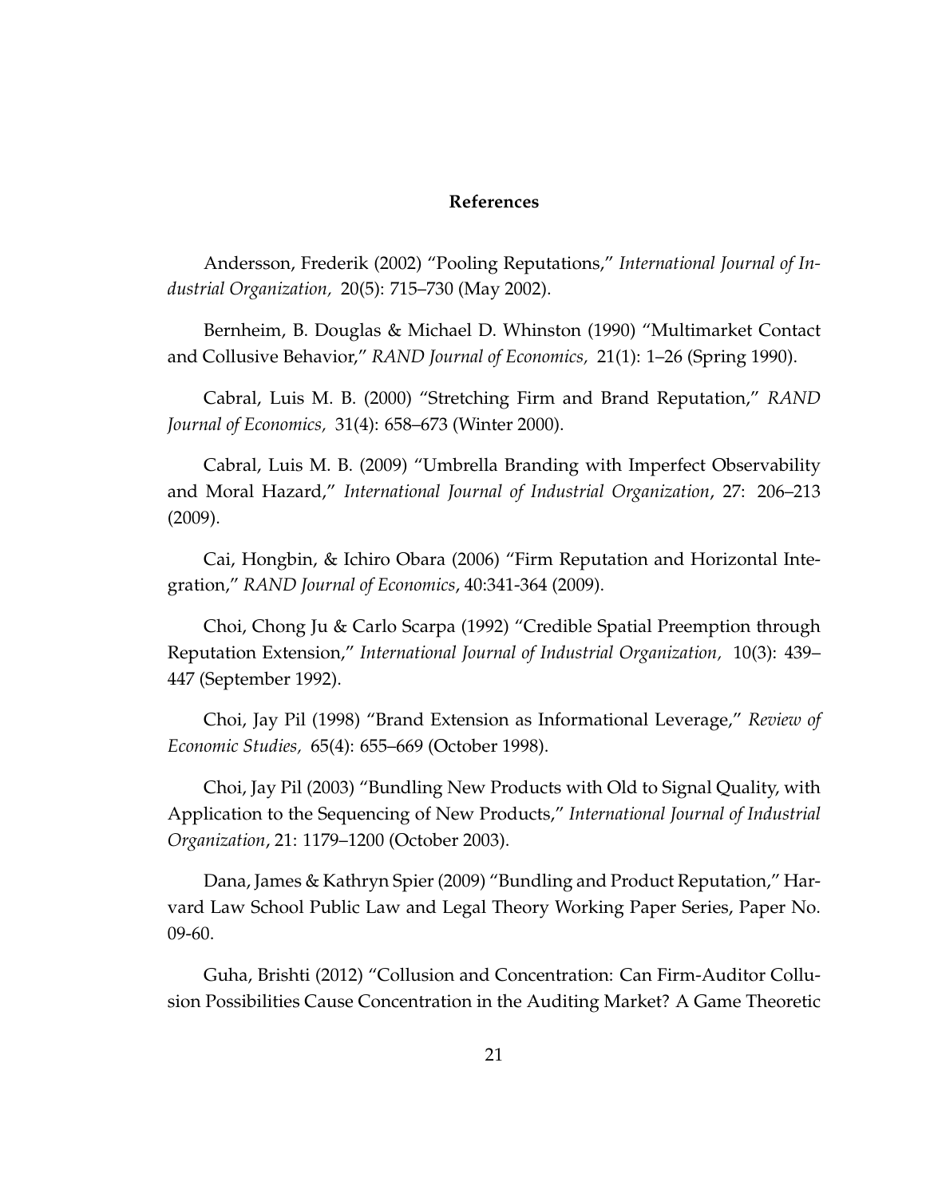## References

Andersson, Frederik (2002) "Pooling Reputations," *International Journal of Industrial Organization,* 20(5): 715–730 (May 2002).

Bernheim, B. Douglas & Michael D. Whinston (1990) "Multimarket Contact and Collusive Behavior," *RAND Journal of Economics,* 21(1): 1–26 (Spring 1990).

Cabral, Luis M. B. (2000) "Stretching Firm and Brand Reputation," *RAND Journal of Economics,* 31(4): 658–673 (Winter 2000).

Cabral, Luis M. B. (2009) "Umbrella Branding with Imperfect Observability and Moral Hazard," *International Journal of Industrial Organization*, 27: 206–213 (2009).

Cai, Hongbin, & Ichiro Obara (2006) "Firm Reputation and Horizontal Integration," *RAND Journal of Economics*, 40:341-364 (2009).

Choi, Chong Ju & Carlo Scarpa (1992) "Credible Spatial Preemption through Reputation Extension," *International Journal of Industrial Organization,* 10(3): 439–447 (September 1992).

Choi, Jay Pil (1998) "Brand Extension as Informational Leverage," *Review of Economic Studies,* 65(4): 655–669 (October 1998).

Choi, Jay Pil (2003) "Bundling New Products with Old to Signal Quality, with Application to the Sequencing of New Products," *International Journal of Industrial Organization*, 21: 1179–1200 (October 2003).

Dana, James & Kathryn Spier (2009) "Bundling and Product Reputation," Harvard Law School Public Law and Legal Theory Working Paper Series, Paper No. 09-60.

Guha, Brishti (2012) "Collusion and Concentration: Can Firm-Auditor Collusion Possibilities Cause Concentration in the Auditing Market? A Game Theoretic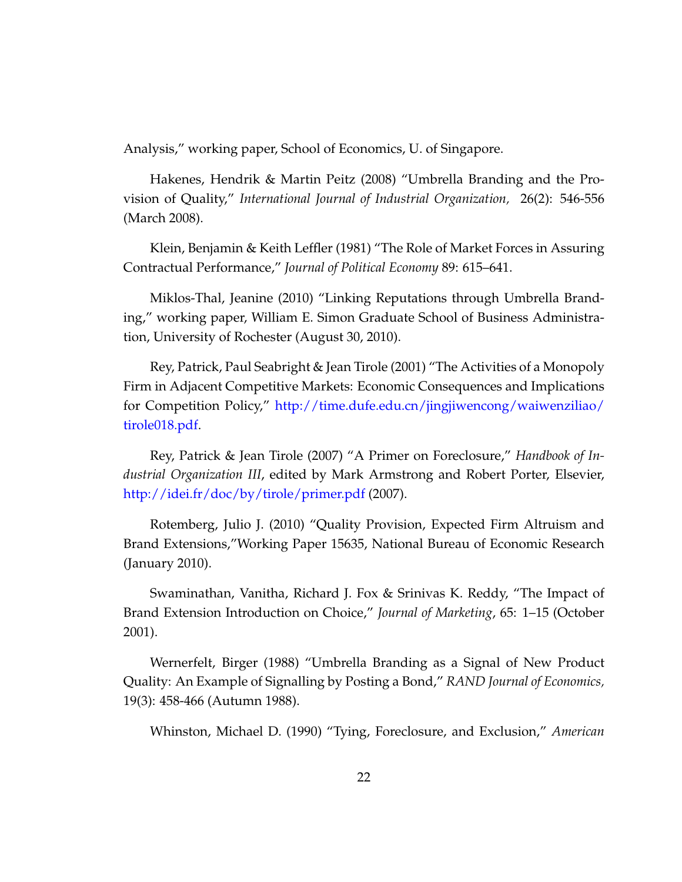Analysis," working paper, School of Economics, U. of Singapore.

Hakenes, Hendrik & Martin Peitz (2008) "Umbrella Branding and the Provision of Quality," *International Journal of Industrial Organization,* 26(2): 546-556 (March 2008).

Klein, Benjamin & Keith Leffler (1981) "The Role of Market Forces in Assuring Contractual Performance," *Journal of Political Economy* 89: 615–641.

Miklos-Thal, Jeanine (2010) "Linking Reputations through Umbrella Branding," working paper, William E. Simon Graduate School of Business Administration, University of Rochester (August 30, 2010).

Rey, Patrick, Paul Seabright & Jean Tirole (2001) "The Activities of a Monopoly Firm in Adjacent Competitive Markets: Economic Consequences and Implications for Competition Policy," http://time.dufe.edu.cn/jingjiwencong/waiwenziliao/tirole018.pdf.

Rey, Patrick & Jean Tirole (2007) "A Primer on Foreclosure," *Handbook of Industrial Organization III*, edited by Mark Armstrong and Robert Porter, Elsevier, http://idei.fr/doc/by/tirole/primer.pdf (2007).

Rotemberg, Julio J. (2010) "Quality Provision, Expected Firm Altruism and Brand Extensions,"Working Paper 15635, National Bureau of Economic Research (January 2010).

Swaminathan, Vanitha, Richard J. Fox & Srinivas K. Reddy, "The Impact of Brand Extension Introduction on Choice," *Journal of Marketing*, 65: 1–15 (October 2001).

Wernerfelt, Birger (1988) "Umbrella Branding as a Signal of New Product Quality: An Example of Signalling by Posting a Bond," *RAND Journal of Economics,* 19(3): 458-466 (Autumn 1988).

Whinston, Michael D. (1990) "Tying, Foreclosure, and Exclusion," *American*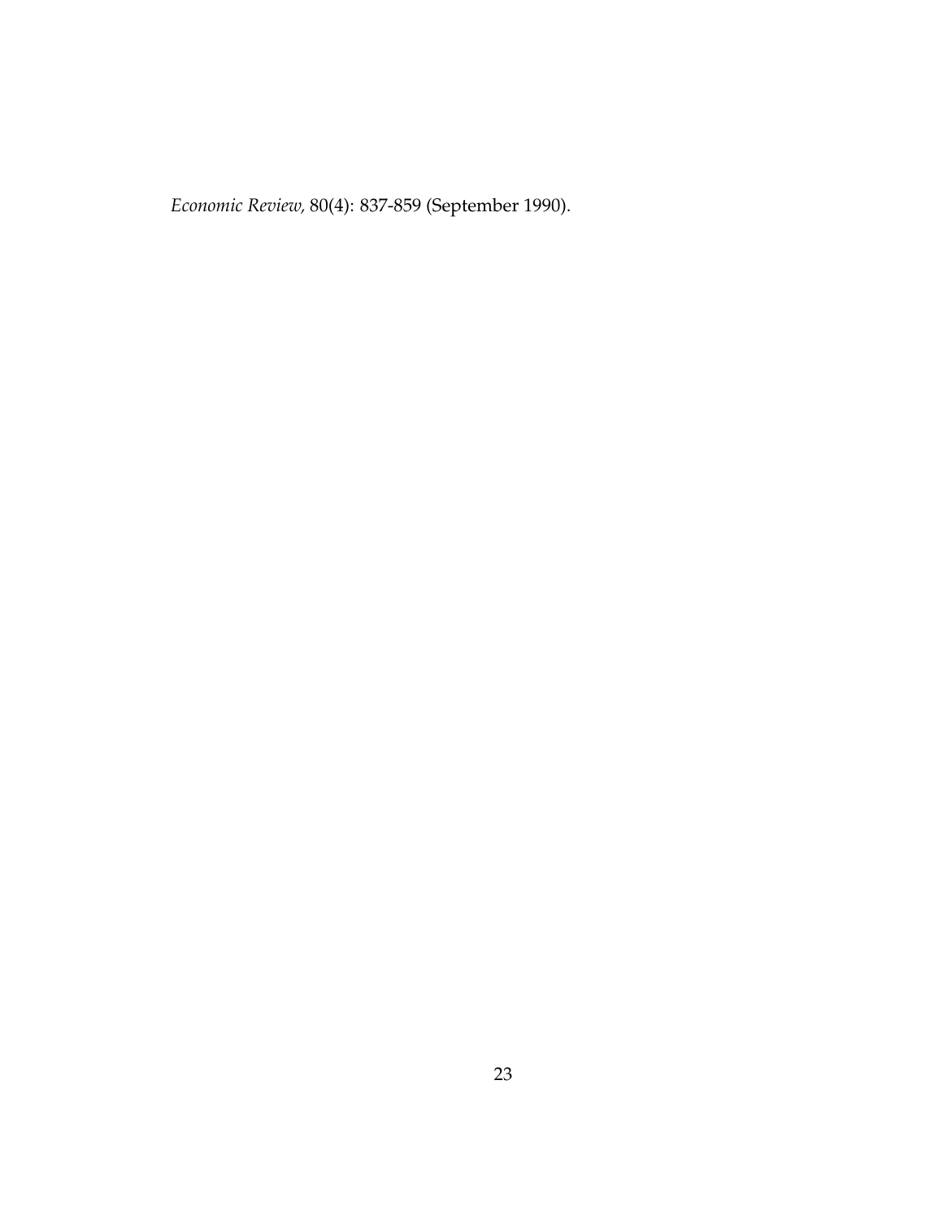*Economic Review,* 80(4): 837-859 (September 1990).